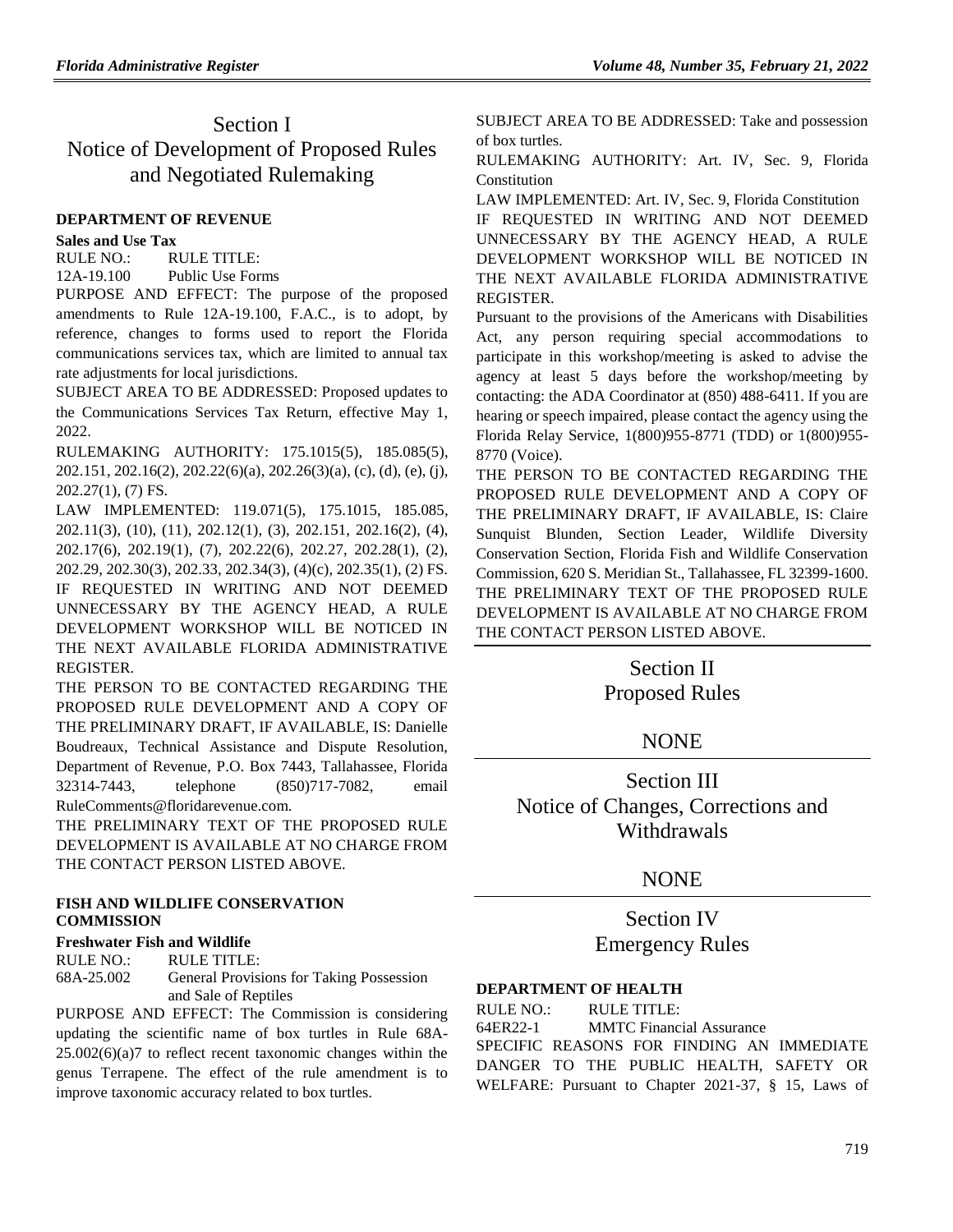# Section I
# Notice of Development of Proposed Rules and Negotiated Rulemaking

### DEPARTMENT OF REVENUE

**Sales and Use Tax**

RULE NO.: RULE TITLE:
12A-19.100 Public Use Forms

PURPOSE AND EFFECT: The purpose of the proposed amendments to Rule 12A-19.100, F.A.C., is to adopt, by reference, changes to forms used to report the Florida communications services tax, which are limited to annual tax rate adjustments for local jurisdictions.

SUBJECT AREA TO BE ADDRESSED: Proposed updates to the Communications Services Tax Return, effective May 1, 2022.

RULEMAKING AUTHORITY: 175.1015(5), 185.085(5), 202.151, 202.16(2), 202.22(6)(a), 202.26(3)(a), (c), (d), (e), (j), 202.27(1), (7) FS.

LAW IMPLEMENTED: 119.071(5), 175.1015, 185.085, 202.11(3), (10), (11), 202.12(1), (3), 202.151, 202.16(2), (4), 202.17(6), 202.19(1), (7), 202.22(6), 202.27, 202.28(1), (2), 202.29, 202.30(3), 202.33, 202.34(3), (4)(c), 202.35(1), (2) FS.

IF REQUESTED IN WRITING AND NOT DEEMED UNNECESSARY BY THE AGENCY HEAD, A RULE DEVELOPMENT WORKSHOP WILL BE NOTICED IN THE NEXT AVAILABLE FLORIDA ADMINISTRATIVE REGISTER.

THE PERSON TO BE CONTACTED REGARDING THE PROPOSED RULE DEVELOPMENT AND A COPY OF THE PRELIMINARY DRAFT, IF AVAILABLE, IS: Danielle Boudreaux, Technical Assistance and Dispute Resolution, Department of Revenue, P.O. Box 7443, Tallahassee, Florida 32314-7443, telephone (850)717-7082, email RuleComments@floridarevenue.com.

THE PRELIMINARY TEXT OF THE PROPOSED RULE DEVELOPMENT IS AVAILABLE AT NO CHARGE FROM THE CONTACT PERSON LISTED ABOVE.

### FISH AND WILDLIFE CONSERVATION COMMISSION

**Freshwater Fish and Wildlife**

RULE NO.: RULE TITLE:
68A-25.002 General Provisions for Taking Possession and Sale of Reptiles

PURPOSE AND EFFECT: The Commission is considering updating the scientific name of box turtles in Rule 68A-25.002(6)(a)7 to reflect recent taxonomic changes within the genus Terrapene. The effect of the rule amendment is to improve taxonomic accuracy related to box turtles.

SUBJECT AREA TO BE ADDRESSED: Take and possession of box turtles.

RULEMAKING AUTHORITY: Art. IV, Sec. 9, Florida Constitution

LAW IMPLEMENTED: Art. IV, Sec. 9, Florida Constitution

IF REQUESTED IN WRITING AND NOT DEEMED UNNECESSARY BY THE AGENCY HEAD, A RULE DEVELOPMENT WORKSHOP WILL BE NOTICED IN THE NEXT AVAILABLE FLORIDA ADMINISTRATIVE REGISTER.

Pursuant to the provisions of the Americans with Disabilities Act, any person requiring special accommodations to participate in this workshop/meeting is asked to advise the agency at least 5 days before the workshop/meeting by contacting: the ADA Coordinator at (850) 488-6411. If you are hearing or speech impaired, please contact the agency using the Florida Relay Service, 1(800)955-8771 (TDD) or 1(800)955-8770 (Voice).

THE PERSON TO BE CONTACTED REGARDING THE PROPOSED RULE DEVELOPMENT AND A COPY OF THE PRELIMINARY DRAFT, IF AVAILABLE, IS: Claire Sunquist Blunden, Section Leader, Wildlife Diversity Conservation Section, Florida Fish and Wildlife Conservation Commission, 620 S. Meridian St., Tallahassee, FL 32399-1600.

THE PRELIMINARY TEXT OF THE PROPOSED RULE DEVELOPMENT IS AVAILABLE AT NO CHARGE FROM THE CONTACT PERSON LISTED ABOVE.

# Section II
# Proposed Rules

## NONE

# Section III
# Notice of Changes, Corrections and Withdrawals

## NONE

# Section IV
# Emergency Rules

### DEPARTMENT OF HEALTH

RULE NO.: RULE TITLE:
64ER22-1 MMTC Financial Assurance

SPECIFIC REASONS FOR FINDING AN IMMEDIATE DANGER TO THE PUBLIC HEALTH, SAFETY OR WELFARE: Pursuant to Chapter 2021-37, § 15, Laws of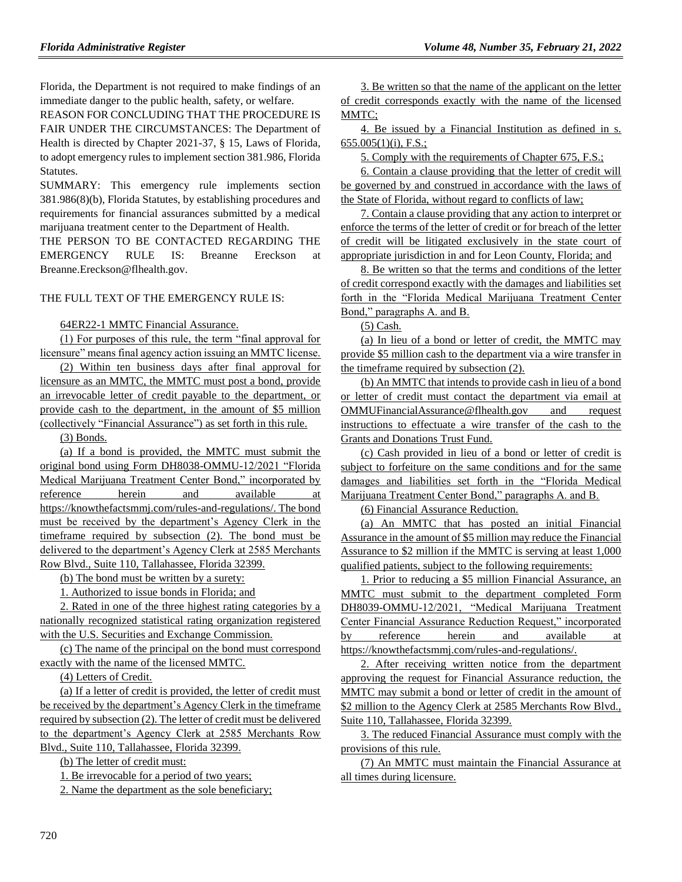Florida, the Department is not required to make findings of an immediate danger to the public health, safety, or welfare.

REASON FOR CONCLUDING THAT THE PROCEDURE IS FAIR UNDER THE CIRCUMSTANCES: The Department of Health is directed by Chapter 2021-37, § 15, Laws of Florida, to adopt emergency rules to implement section 381.986, Florida Statutes.

SUMMARY: This emergency rule implements section 381.986(8)(b), Florida Statutes, by establishing procedures and requirements for financial assurances submitted by a medical marijuana treatment center to the Department of Health.

THE PERSON TO BE CONTACTED REGARDING THE EMERGENCY RULE IS: Breanne Ereckson at Breanne.Ereckson@flhealth.gov.

THE FULL TEXT OF THE EMERGENCY RULE IS:

64ER22-1 MMTC Financial Assurance.

(1) For purposes of this rule, the term "final approval for licensure" means final agency action issuing an MMTC license.

(2) Within ten business days after final approval for licensure as an MMTC, the MMTC must post a bond, provide an irrevocable letter of credit payable to the department, or provide cash to the department, in the amount of $5 million (collectively "Financial Assurance") as set forth in this rule.

(3) Bonds.

(a) If a bond is provided, the MMTC must submit the original bond using Form DH8038-OMMU-12/2021 "Florida Medical Marijuana Treatment Center Bond," incorporated by reference herein and available at https://knowthefactsmmj.com/rules-and-regulations/. The bond must be received by the department's Agency Clerk in the timeframe required by subsection (2). The bond must be delivered to the department's Agency Clerk at 2585 Merchants Row Blvd., Suite 110, Tallahassee, Florida 32399.

(b) The bond must be written by a surety:

1. Authorized to issue bonds in Florida; and

2. Rated in one of the three highest rating categories by a nationally recognized statistical rating organization registered with the U.S. Securities and Exchange Commission.

(c) The name of the principal on the bond must correspond exactly with the name of the licensed MMTC.

(4) Letters of Credit.

(a) If a letter of credit is provided, the letter of credit must be received by the department's Agency Clerk in the timeframe required by subsection (2). The letter of credit must be delivered to the department's Agency Clerk at 2585 Merchants Row Blvd., Suite 110, Tallahassee, Florida 32399.

(b) The letter of credit must:

1. Be irrevocable for a period of two years;

2. Name the department as the sole beneficiary;

3. Be written so that the name of the applicant on the letter of credit corresponds exactly with the name of the licensed MMTC;

4. Be issued by a Financial Institution as defined in s. 655.005(1)(i), F.S.;

5. Comply with the requirements of Chapter 675, F.S.;

6. Contain a clause providing that the letter of credit will be governed by and construed in accordance with the laws of the State of Florida, without regard to conflicts of law;

7. Contain a clause providing that any action to interpret or enforce the terms of the letter of credit or for breach of the letter of credit will be litigated exclusively in the state court of appropriate jurisdiction in and for Leon County, Florida; and

8. Be written so that the terms and conditions of the letter of credit correspond exactly with the damages and liabilities set forth in the "Florida Medical Marijuana Treatment Center Bond," paragraphs A. and B.

(5) Cash.

(a) In lieu of a bond or letter of credit, the MMTC may provide $5 million cash to the department via a wire transfer in the timeframe required by subsection (2).

(b) An MMTC that intends to provide cash in lieu of a bond or letter of credit must contact the department via email at OMMUFinancialAssurance@flhealth.gov and request instructions to effectuate a wire transfer of the cash to the Grants and Donations Trust Fund.

(c) Cash provided in lieu of a bond or letter of credit is subject to forfeiture on the same conditions and for the same damages and liabilities set forth in the "Florida Medical Marijuana Treatment Center Bond," paragraphs A. and B.

(6) Financial Assurance Reduction.

(a) An MMTC that has posted an initial Financial Assurance in the amount of $5 million may reduce the Financial Assurance to $2 million if the MMTC is serving at least 1,000 qualified patients, subject to the following requirements:

1. Prior to reducing a $5 million Financial Assurance, an MMTC must submit to the department completed Form DH8039-OMMU-12/2021, "Medical Marijuana Treatment Center Financial Assurance Reduction Request," incorporated by reference herein and available at https://knowthefactsmmj.com/rules-and-regulations/.

2. After receiving written notice from the department approving the request for Financial Assurance reduction, the MMTC may submit a bond or letter of credit in the amount of $2 million to the Agency Clerk at 2585 Merchants Row Blvd., Suite 110, Tallahassee, Florida 32399.

3. The reduced Financial Assurance must comply with the provisions of this rule.

(7) An MMTC must maintain the Financial Assurance at all times during licensure.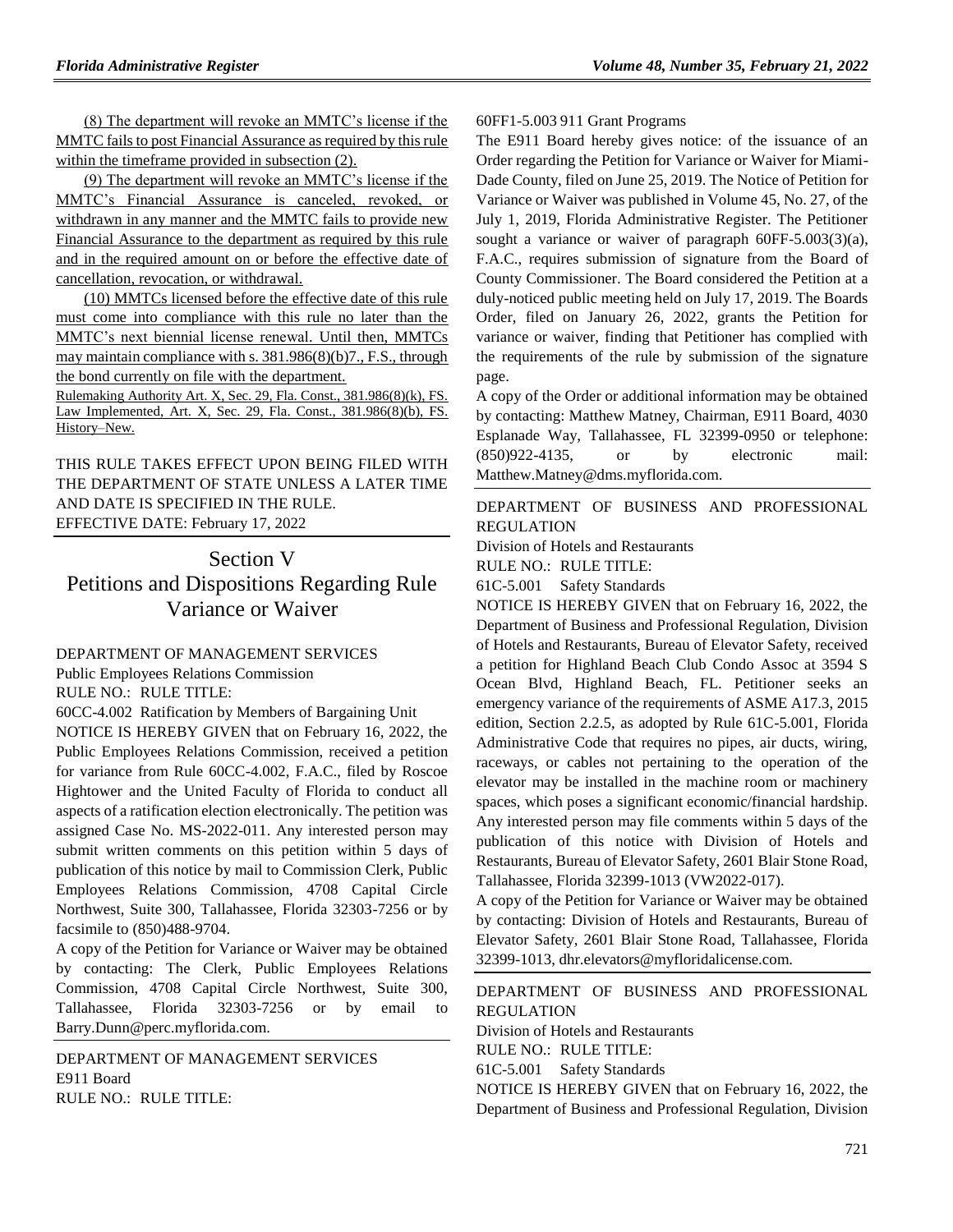(8) The department will revoke an MMTC's license if the MMTC fails to post Financial Assurance as required by this rule within the timeframe provided in subsection (2).

(9) The department will revoke an MMTC's license if the MMTC's Financial Assurance is canceled, revoked, or withdrawn in any manner and the MMTC fails to provide new Financial Assurance to the department as required by this rule and in the required amount on or before the effective date of cancellation, revocation, or withdrawal.

(10) MMTCs licensed before the effective date of this rule must come into compliance with this rule no later than the MMTC's next biennial license renewal. Until then, MMTCs may maintain compliance with s. 381.986(8)(b)7., F.S., through the bond currently on file with the department.

Rulemaking Authority Art. X, Sec. 29, Fla. Const., 381.986(8)(k), FS. Law Implemented, Art. X, Sec. 29, Fla. Const., 381.986(8)(b), FS. History–New.

THIS RULE TAKES EFFECT UPON BEING FILED WITH THE DEPARTMENT OF STATE UNLESS A LATER TIME AND DATE IS SPECIFIED IN THE RULE.
EFFECTIVE DATE: February 17, 2022

# Section V
# Petitions and Dispositions Regarding Rule Variance or Waiver

DEPARTMENT OF MANAGEMENT SERVICES
Public Employees Relations Commission
RULE NO.: RULE TITLE:
60CC-4.002 Ratification by Members of Bargaining Unit

NOTICE IS HEREBY GIVEN that on February 16, 2022, the Public Employees Relations Commission, received a petition for variance from Rule 60CC-4.002, F.A.C., filed by Roscoe Hightower and the United Faculty of Florida to conduct all aspects of a ratification election electronically. The petition was assigned Case No. MS-2022-011. Any interested person may submit written comments on this petition within 5 days of publication of this notice by mail to Commission Clerk, Public Employees Relations Commission, 4708 Capital Circle Northwest, Suite 300, Tallahassee, Florida 32303-7256 or by facsimile to (850)488-9704.

A copy of the Petition for Variance or Waiver may be obtained by contacting: The Clerk, Public Employees Relations Commission, 4708 Capital Circle Northwest, Suite 300, Tallahassee, Florida 32303-7256 or by email to Barry.Dunn@perc.myflorida.com.

DEPARTMENT OF MANAGEMENT SERVICES
E911 Board
RULE NO.: RULE TITLE:
60FF1-5.003 911 Grant Programs

The E911 Board hereby gives notice: of the issuance of an Order regarding the Petition for Variance or Waiver for Miami-Dade County, filed on June 25, 2019. The Notice of Petition for Variance or Waiver was published in Volume 45, No. 27, of the July 1, 2019, Florida Administrative Register. The Petitioner sought a variance or waiver of paragraph 60FF-5.003(3)(a), F.A.C., requires submission of signature from the Board of County Commissioner. The Board considered the Petition at a duly-noticed public meeting held on July 17, 2019. The Boards Order, filed on January 26, 2022, grants the Petition for variance or waiver, finding that Petitioner has complied with the requirements of the rule by submission of the signature page.

A copy of the Order or additional information may be obtained by contacting: Matthew Matney, Chairman, E911 Board, 4030 Esplanade Way, Tallahassee, FL 32399-0950 or telephone: (850)922-4135, or by electronic mail: Matthew.Matney@dms.myflorida.com.

DEPARTMENT OF BUSINESS AND PROFESSIONAL REGULATION
Division of Hotels and Restaurants
RULE NO.: RULE TITLE:
61C-5.001 Safety Standards

NOTICE IS HEREBY GIVEN that on February 16, 2022, the Department of Business and Professional Regulation, Division of Hotels and Restaurants, Bureau of Elevator Safety, received a petition for Highland Beach Club Condo Assoc at 3594 S Ocean Blvd, Highland Beach, FL. Petitioner seeks an emergency variance of the requirements of ASME A17.3, 2015 edition, Section 2.2.5, as adopted by Rule 61C-5.001, Florida Administrative Code that requires no pipes, air ducts, wiring, raceways, or cables not pertaining to the operation of the elevator may be installed in the machine room or machinery spaces, which poses a significant economic/financial hardship. Any interested person may file comments within 5 days of the publication of this notice with Division of Hotels and Restaurants, Bureau of Elevator Safety, 2601 Blair Stone Road, Tallahassee, Florida 32399-1013 (VW2022-017).

A copy of the Petition for Variance or Waiver may be obtained by contacting: Division of Hotels and Restaurants, Bureau of Elevator Safety, 2601 Blair Stone Road, Tallahassee, Florida 32399-1013, dhr.elevators@myfloridalicense.com.

DEPARTMENT OF BUSINESS AND PROFESSIONAL REGULATION
Division of Hotels and Restaurants
RULE NO.: RULE TITLE:
61C-5.001 Safety Standards

NOTICE IS HEREBY GIVEN that on February 16, 2022, the Department of Business and Professional Regulation, Division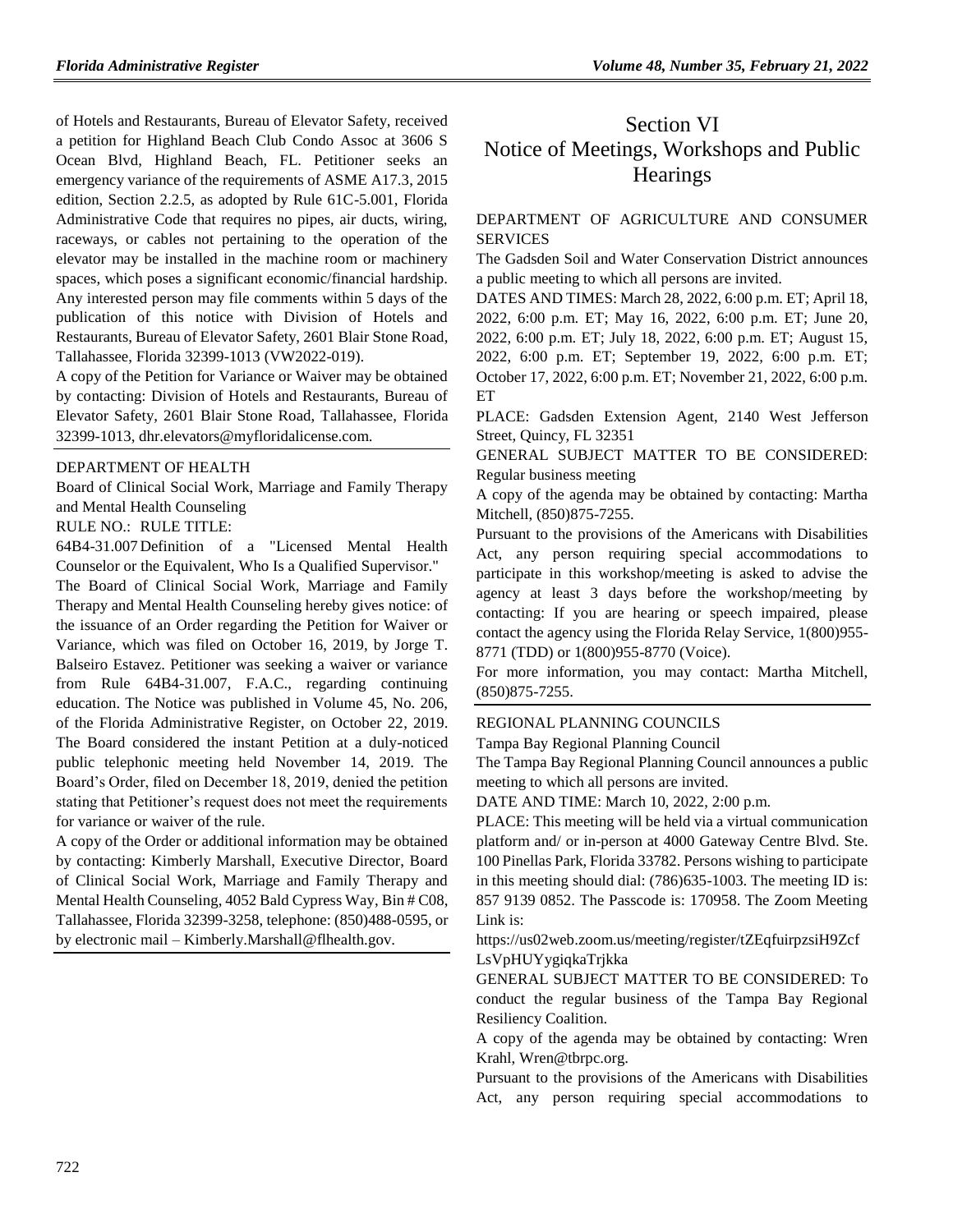of Hotels and Restaurants, Bureau of Elevator Safety, received a petition for Highland Beach Club Condo Assoc at 3606 S Ocean Blvd, Highland Beach, FL. Petitioner seeks an emergency variance of the requirements of ASME A17.3, 2015 edition, Section 2.2.5, as adopted by Rule 61C-5.001, Florida Administrative Code that requires no pipes, air ducts, wiring, raceways, or cables not pertaining to the operation of the elevator may be installed in the machine room or machinery spaces, which poses a significant economic/financial hardship. Any interested person may file comments within 5 days of the publication of this notice with Division of Hotels and Restaurants, Bureau of Elevator Safety, 2601 Blair Stone Road, Tallahassee, Florida 32399-1013 (VW2022-019).

A copy of the Petition for Variance or Waiver may be obtained by contacting: Division of Hotels and Restaurants, Bureau of Elevator Safety, 2601 Blair Stone Road, Tallahassee, Florida 32399-1013, dhr.elevators@myfloridalicense.com.

DEPARTMENT OF HEALTH

Board of Clinical Social Work, Marriage and Family Therapy and Mental Health Counseling

RULE NO.: RULE TITLE:

64B4-31.007 Definition of a "Licensed Mental Health Counselor or the Equivalent, Who Is a Qualified Supervisor."

The Board of Clinical Social Work, Marriage and Family Therapy and Mental Health Counseling hereby gives notice: of the issuance of an Order regarding the Petition for Waiver or Variance, which was filed on October 16, 2019, by Jorge T. Balseiro Estavez. Petitioner was seeking a waiver or variance from Rule 64B4-31.007, F.A.C., regarding continuing education. The Notice was published in Volume 45, No. 206, of the Florida Administrative Register, on October 22, 2019. The Board considered the instant Petition at a duly-noticed public telephonic meeting held November 14, 2019. The Board's Order, filed on December 18, 2019, denied the petition stating that Petitioner's request does not meet the requirements for variance or waiver of the rule.

A copy of the Order or additional information may be obtained by contacting: Kimberly Marshall, Executive Director, Board of Clinical Social Work, Marriage and Family Therapy and Mental Health Counseling, 4052 Bald Cypress Way, Bin # C08, Tallahassee, Florida 32399-3258, telephone: (850)488-0595, or by electronic mail – Kimberly.Marshall@flhealth.gov.

# Section VI
# Notice of Meetings, Workshops and Public Hearings

DEPARTMENT OF AGRICULTURE AND CONSUMER SERVICES

The Gadsden Soil and Water Conservation District announces a public meeting to which all persons are invited.

DATES AND TIMES: March 28, 2022, 6:00 p.m. ET; April 18, 2022, 6:00 p.m. ET; May 16, 2022, 6:00 p.m. ET; June 20, 2022, 6:00 p.m. ET; July 18, 2022, 6:00 p.m. ET; August 15, 2022, 6:00 p.m. ET; September 19, 2022, 6:00 p.m. ET; October 17, 2022, 6:00 p.m. ET; November 21, 2022, 6:00 p.m. ET

PLACE: Gadsden Extension Agent, 2140 West Jefferson Street, Quincy, FL 32351

GENERAL SUBJECT MATTER TO BE CONSIDERED: Regular business meeting

A copy of the agenda may be obtained by contacting: Martha Mitchell, (850)875-7255.

Pursuant to the provisions of the Americans with Disabilities Act, any person requiring special accommodations to participate in this workshop/meeting is asked to advise the agency at least 3 days before the workshop/meeting by contacting: If you are hearing or speech impaired, please contact the agency using the Florida Relay Service, 1(800)955-8771 (TDD) or 1(800)955-8770 (Voice).

For more information, you may contact: Martha Mitchell, (850)875-7255.

REGIONAL PLANNING COUNCILS

Tampa Bay Regional Planning Council

The Tampa Bay Regional Planning Council announces a public meeting to which all persons are invited.

DATE AND TIME: March 10, 2022, 2:00 p.m.

PLACE: This meeting will be held via a virtual communication platform and/ or in-person at 4000 Gateway Centre Blvd. Ste. 100 Pinellas Park, Florida 33782. Persons wishing to participate in this meeting should dial: (786)635-1003. The meeting ID is: 857 9139 0852. The Passcode is: 170958. The Zoom Meeting Link is:

https://us02web.zoom.us/meeting/register/tZEqfuirpzsiH9ZcfLsVpHUYygiqkaTrjkka

GENERAL SUBJECT MATTER TO BE CONSIDERED: To conduct the regular business of the Tampa Bay Regional Resiliency Coalition.

A copy of the agenda may be obtained by contacting: Wren Krahl, Wren@tbrpc.org.

Pursuant to the provisions of the Americans with Disabilities Act, any person requiring special accommodations to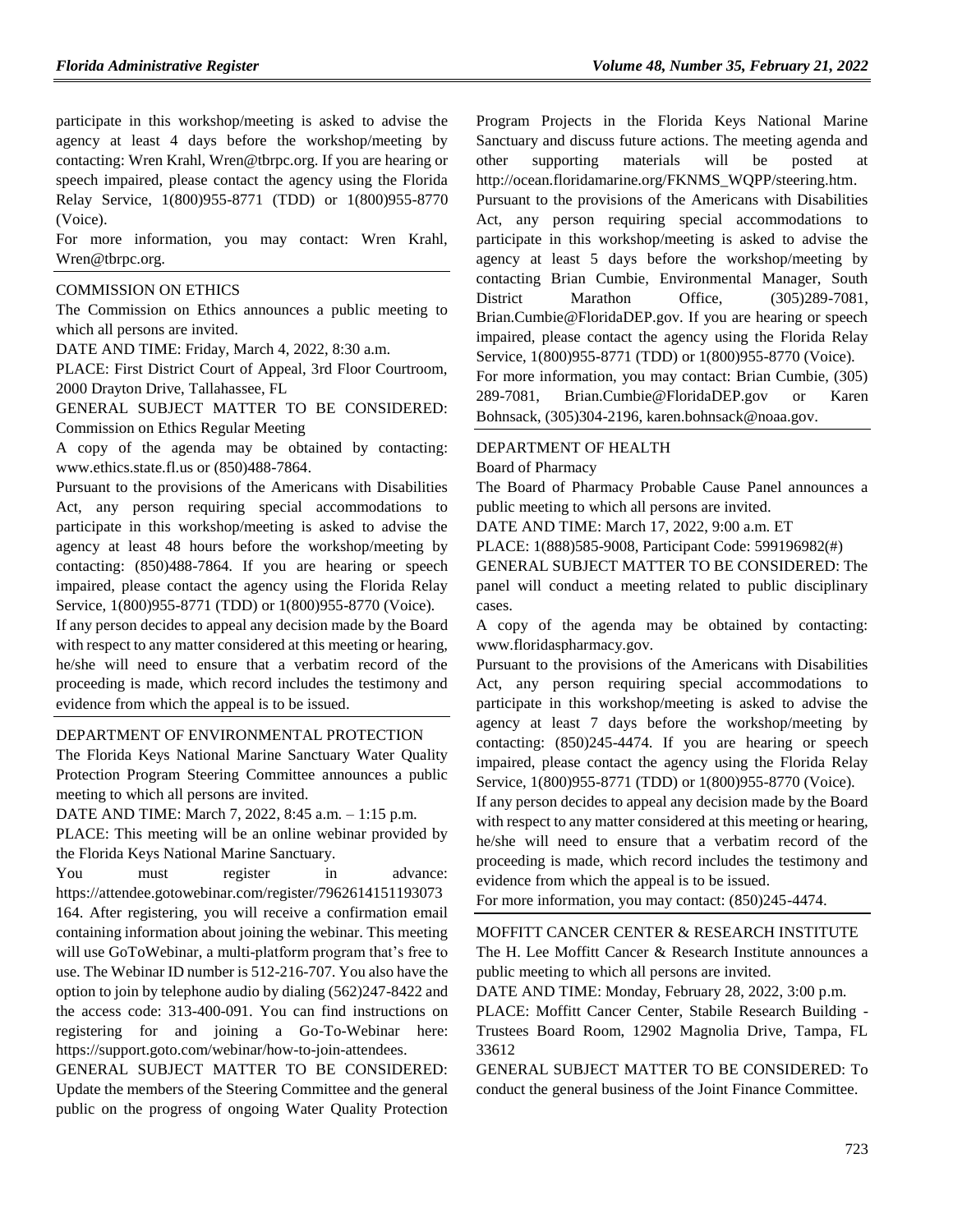participate in this workshop/meeting is asked to advise the agency at least 4 days before the workshop/meeting by contacting: Wren Krahl, Wren@tbrpc.org. If you are hearing or speech impaired, please contact the agency using the Florida Relay Service, 1(800)955-8771 (TDD) or 1(800)955-8770 (Voice).

For more information, you may contact: Wren Krahl, Wren@tbrpc.org.

COMMISSION ON ETHICS

The Commission on Ethics announces a public meeting to which all persons are invited.

DATE AND TIME: Friday, March 4, 2022, 8:30 a.m.

PLACE: First District Court of Appeal, 3rd Floor Courtroom, 2000 Drayton Drive, Tallahassee, FL

GENERAL SUBJECT MATTER TO BE CONSIDERED: Commission on Ethics Regular Meeting

A copy of the agenda may be obtained by contacting: www.ethics.state.fl.us or (850)488-7864.

Pursuant to the provisions of the Americans with Disabilities Act, any person requiring special accommodations to participate in this workshop/meeting is asked to advise the agency at least 48 hours before the workshop/meeting by contacting: (850)488-7864. If you are hearing or speech impaired, please contact the agency using the Florida Relay Service, 1(800)955-8771 (TDD) or 1(800)955-8770 (Voice).

If any person decides to appeal any decision made by the Board with respect to any matter considered at this meeting or hearing, he/she will need to ensure that a verbatim record of the proceeding is made, which record includes the testimony and evidence from which the appeal is to be issued.

DEPARTMENT OF ENVIRONMENTAL PROTECTION

The Florida Keys National Marine Sanctuary Water Quality Protection Program Steering Committee announces a public meeting to which all persons are invited.

DATE AND TIME: March 7, 2022, 8:45 a.m. – 1:15 p.m.

PLACE: This meeting will be an online webinar provided by the Florida Keys National Marine Sanctuary.

You must register in advance: https://attendee.gotowebinar.com/register/7962614151193073164. After registering, you will receive a confirmation email containing information about joining the webinar. This meeting will use GoToWebinar, a multi-platform program that's free to use. The Webinar ID number is 512-216-707. You also have the option to join by telephone audio by dialing (562)247-8422 and the access code: 313-400-091. You can find instructions on registering for and joining a Go-To-Webinar here: https://support.goto.com/webinar/how-to-join-attendees.

GENERAL SUBJECT MATTER TO BE CONSIDERED: Update the members of the Steering Committee and the general public on the progress of ongoing Water Quality Protection Program Projects in the Florida Keys National Marine Sanctuary and discuss future actions. The meeting agenda and other supporting materials will be posted at http://ocean.floridamarine.org/FKNMS_WQPP/steering.htm.

Pursuant to the provisions of the Americans with Disabilities Act, any person requiring special accommodations to participate in this workshop/meeting is asked to advise the agency at least 5 days before the workshop/meeting by contacting Brian Cumbie, Environmental Manager, South District Marathon Office, (305)289-7081, Brian.Cumbie@FloridaDEP.gov. If you are hearing or speech impaired, please contact the agency using the Florida Relay Service, 1(800)955-8771 (TDD) or 1(800)955-8770 (Voice).

For more information, you may contact: Brian Cumbie, (305) 289-7081, Brian.Cumbie@FloridaDEP.gov or Karen Bohnsack, (305)304-2196, karen.bohnsack@noaa.gov.

DEPARTMENT OF HEALTH

Board of Pharmacy

The Board of Pharmacy Probable Cause Panel announces a public meeting to which all persons are invited.

DATE AND TIME: March 17, 2022, 9:00 a.m. ET

PLACE: 1(888)585-9008, Participant Code: 599196982(#)

GENERAL SUBJECT MATTER TO BE CONSIDERED: The panel will conduct a meeting related to public disciplinary cases.

A copy of the agenda may be obtained by contacting: www.floridaspharmacy.gov.

Pursuant to the provisions of the Americans with Disabilities Act, any person requiring special accommodations to participate in this workshop/meeting is asked to advise the agency at least 7 days before the workshop/meeting by contacting: (850)245-4474. If you are hearing or speech impaired, please contact the agency using the Florida Relay Service, 1(800)955-8771 (TDD) or 1(800)955-8770 (Voice).

If any person decides to appeal any decision made by the Board with respect to any matter considered at this meeting or hearing, he/she will need to ensure that a verbatim record of the proceeding is made, which record includes the testimony and evidence from which the appeal is to be issued.

For more information, you may contact: (850)245-4474.

MOFFITT CANCER CENTER & RESEARCH INSTITUTE

The H. Lee Moffitt Cancer & Research Institute announces a public meeting to which all persons are invited.

DATE AND TIME: Monday, February 28, 2022, 3:00 p.m.

PLACE: Moffitt Cancer Center, Stabile Research Building - Trustees Board Room, 12902 Magnolia Drive, Tampa, FL 33612

GENERAL SUBJECT MATTER TO BE CONSIDERED: To conduct the general business of the Joint Finance Committee.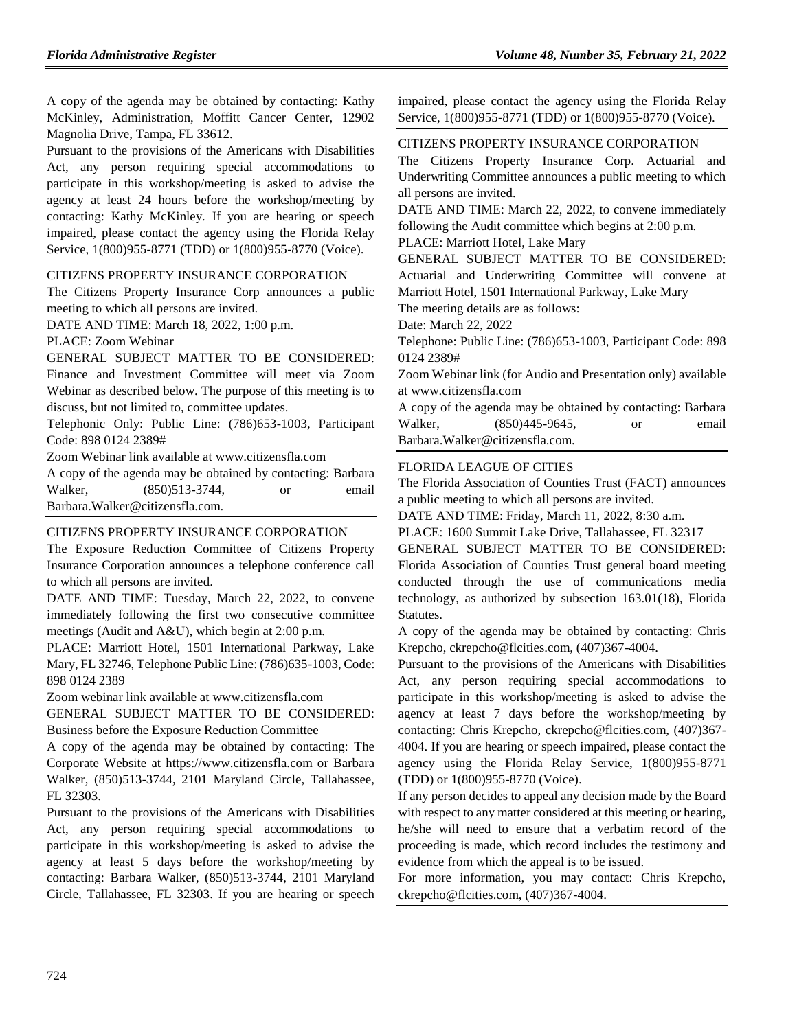A copy of the agenda may be obtained by contacting: Kathy McKinley, Administration, Moffitt Cancer Center, 12902 Magnolia Drive, Tampa, FL 33612.

Pursuant to the provisions of the Americans with Disabilities Act, any person requiring special accommodations to participate in this workshop/meeting is asked to advise the agency at least 24 hours before the workshop/meeting by contacting: Kathy McKinley. If you are hearing or speech impaired, please contact the agency using the Florida Relay Service, 1(800)955-8771 (TDD) or 1(800)955-8770 (Voice).

---

CITIZENS PROPERTY INSURANCE CORPORATION

The Citizens Property Insurance Corp announces a public meeting to which all persons are invited.

DATE AND TIME: March 18, 2022, 1:00 p.m.

PLACE: Zoom Webinar

GENERAL SUBJECT MATTER TO BE CONSIDERED: Finance and Investment Committee will meet via Zoom Webinar as described below. The purpose of this meeting is to discuss, but not limited to, committee updates.

Telephonic Only: Public Line: (786)653-1003, Participant Code: 898 0124 2389#

Zoom Webinar link available at www.citizensfla.com

A copy of the agenda may be obtained by contacting: Barbara Walker, (850)513-3744, or email Barbara.Walker@citizensfla.com.

---

CITIZENS PROPERTY INSURANCE CORPORATION

The Exposure Reduction Committee of Citizens Property Insurance Corporation announces a telephone conference call to which all persons are invited.

DATE AND TIME: Tuesday, March 22, 2022, to convene immediately following the first two consecutive committee meetings (Audit and A&U), which begin at 2:00 p.m.

PLACE: Marriott Hotel, 1501 International Parkway, Lake Mary, FL 32746, Telephone Public Line: (786)635-1003, Code: 898 0124 2389

Zoom webinar link available at www.citizensfla.com

GENERAL SUBJECT MATTER TO BE CONSIDERED: Business before the Exposure Reduction Committee

A copy of the agenda may be obtained by contacting: The Corporate Website at https://www.citizensfla.com or Barbara Walker, (850)513-3744, 2101 Maryland Circle, Tallahassee, FL 32303.

Pursuant to the provisions of the Americans with Disabilities Act, any person requiring special accommodations to participate in this workshop/meeting is asked to advise the agency at least 5 days before the workshop/meeting by contacting: Barbara Walker, (850)513-3744, 2101 Maryland Circle, Tallahassee, FL 32303. If you are hearing or speech impaired, please contact the agency using the Florida Relay Service, 1(800)955-8771 (TDD) or 1(800)955-8770 (Voice).

---

CITIZENS PROPERTY INSURANCE CORPORATION

The Citizens Property Insurance Corp. Actuarial and Underwriting Committee announces a public meeting to which all persons are invited.

DATE AND TIME: March 22, 2022, to convene immediately following the Audit committee which begins at 2:00 p.m.

PLACE: Marriott Hotel, Lake Mary

GENERAL SUBJECT MATTER TO BE CONSIDERED: Actuarial and Underwriting Committee will convene at Marriott Hotel, 1501 International Parkway, Lake Mary

The meeting details are as follows:

Date: March 22, 2022

Telephone: Public Line: (786)653-1003, Participant Code: 898 0124 2389#

Zoom Webinar link (for Audio and Presentation only) available at www.citizensfla.com

A copy of the agenda may be obtained by contacting: Barbara Walker, (850)445-9645, or email Barbara.Walker@citizensfla.com.

---

FLORIDA LEAGUE OF CITIES

The Florida Association of Counties Trust (FACT) announces a public meeting to which all persons are invited.

DATE AND TIME: Friday, March 11, 2022, 8:30 a.m.

PLACE: 1600 Summit Lake Drive, Tallahassee, FL 32317

GENERAL SUBJECT MATTER TO BE CONSIDERED: Florida Association of Counties Trust general board meeting conducted through the use of communications media technology, as authorized by subsection 163.01(18), Florida Statutes.

A copy of the agenda may be obtained by contacting: Chris Krepcho, ckrepcho@flcities.com, (407)367-4004.

Pursuant to the provisions of the Americans with Disabilities Act, any person requiring special accommodations to participate in this workshop/meeting is asked to advise the agency at least 7 days before the workshop/meeting by contacting: Chris Krepcho, ckrepcho@flcities.com, (407)367-4004. If you are hearing or speech impaired, please contact the agency using the Florida Relay Service, 1(800)955-8771 (TDD) or 1(800)955-8770 (Voice).

If any person decides to appeal any decision made by the Board with respect to any matter considered at this meeting or hearing, he/she will need to ensure that a verbatim record of the proceeding is made, which record includes the testimony and evidence from which the appeal is to be issued.

For more information, you may contact: Chris Krepcho, ckrepcho@flcities.com, (407)367-4004.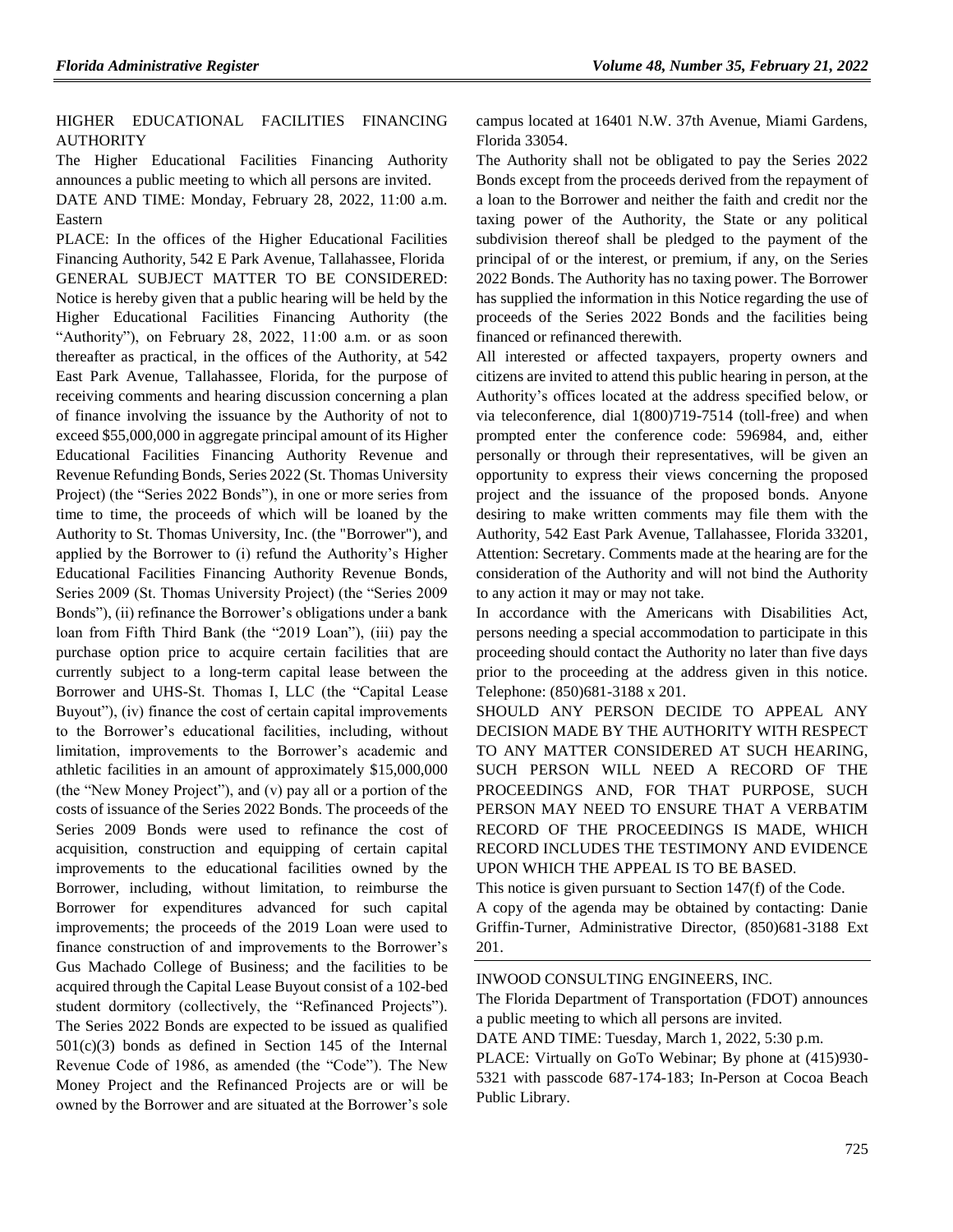HIGHER EDUCATIONAL FACILITIES FINANCING AUTHORITY

The Higher Educational Facilities Financing Authority announces a public meeting to which all persons are invited.

DATE AND TIME: Monday, February 28, 2022, 11:00 a.m. Eastern

PLACE: In the offices of the Higher Educational Facilities Financing Authority, 542 E Park Avenue, Tallahassee, Florida

GENERAL SUBJECT MATTER TO BE CONSIDERED: Notice is hereby given that a public hearing will be held by the Higher Educational Facilities Financing Authority (the "Authority"), on February 28, 2022, 11:00 a.m. or as soon thereafter as practical, in the offices of the Authority, at 542 East Park Avenue, Tallahassee, Florida, for the purpose of receiving comments and hearing discussion concerning a plan of finance involving the issuance by the Authority of not to exceed $55,000,000 in aggregate principal amount of its Higher Educational Facilities Financing Authority Revenue and Revenue Refunding Bonds, Series 2022 (St. Thomas University Project) (the "Series 2022 Bonds"), in one or more series from time to time, the proceeds of which will be loaned by the Authority to St. Thomas University, Inc. (the "Borrower"), and applied by the Borrower to (i) refund the Authority's Higher Educational Facilities Financing Authority Revenue Bonds, Series 2009 (St. Thomas University Project) (the "Series 2009 Bonds"), (ii) refinance the Borrower's obligations under a bank loan from Fifth Third Bank (the "2019 Loan"), (iii) pay the purchase option price to acquire certain facilities that are currently subject to a long-term capital lease between the Borrower and UHS-St. Thomas I, LLC (the "Capital Lease Buyout"), (iv) finance the cost of certain capital improvements to the Borrower's educational facilities, including, without limitation, improvements to the Borrower's academic and athletic facilities in an amount of approximately $15,000,000 (the "New Money Project"), and (v) pay all or a portion of the costs of issuance of the Series 2022 Bonds. The proceeds of the Series 2009 Bonds were used to refinance the cost of acquisition, construction and equipping of certain capital improvements to the educational facilities owned by the Borrower, including, without limitation, to reimburse the Borrower for expenditures advanced for such capital improvements; the proceeds of the 2019 Loan were used to finance construction of and improvements to the Borrower's Gus Machado College of Business; and the facilities to be acquired through the Capital Lease Buyout consist of a 102-bed student dormitory (collectively, the "Refinanced Projects"). The Series 2022 Bonds are expected to be issued as qualified 501(c)(3) bonds as defined in Section 145 of the Internal Revenue Code of 1986, as amended (the "Code"). The New Money Project and the Refinanced Projects are or will be owned by the Borrower and are situated at the Borrower's sole campus located at 16401 N.W. 37th Avenue, Miami Gardens, Florida 33054.

The Authority shall not be obligated to pay the Series 2022 Bonds except from the proceeds derived from the repayment of a loan to the Borrower and neither the faith and credit nor the taxing power of the Authority, the State or any political subdivision thereof shall be pledged to the payment of the principal of or the interest, or premium, if any, on the Series 2022 Bonds. The Authority has no taxing power. The Borrower has supplied the information in this Notice regarding the use of proceeds of the Series 2022 Bonds and the facilities being financed or refinanced therewith.

All interested or affected taxpayers, property owners and citizens are invited to attend this public hearing in person, at the Authority's offices located at the address specified below, or via teleconference, dial 1(800)719-7514 (toll-free) and when prompted enter the conference code: 596984, and, either personally or through their representatives, will be given an opportunity to express their views concerning the proposed project and the issuance of the proposed bonds. Anyone desiring to make written comments may file them with the Authority, 542 East Park Avenue, Tallahassee, Florida 33201, Attention: Secretary. Comments made at the hearing are for the consideration of the Authority and will not bind the Authority to any action it may or may not take.

In accordance with the Americans with Disabilities Act, persons needing a special accommodation to participate in this proceeding should contact the Authority no later than five days prior to the proceeding at the address given in this notice. Telephone: (850)681-3188 x 201.

SHOULD ANY PERSON DECIDE TO APPEAL ANY DECISION MADE BY THE AUTHORITY WITH RESPECT TO ANY MATTER CONSIDERED AT SUCH HEARING, SUCH PERSON WILL NEED A RECORD OF THE PROCEEDINGS AND, FOR THAT PURPOSE, SUCH PERSON MAY NEED TO ENSURE THAT A VERBATIM RECORD OF THE PROCEEDINGS IS MADE, WHICH RECORD INCLUDES THE TESTIMONY AND EVIDENCE UPON WHICH THE APPEAL IS TO BE BASED.

This notice is given pursuant to Section 147(f) of the Code.

A copy of the agenda may be obtained by contacting: Danie Griffin-Turner, Administrative Director, (850)681-3188 Ext 201.

---

INWOOD CONSULTING ENGINEERS, INC.

The Florida Department of Transportation (FDOT) announces a public meeting to which all persons are invited.

DATE AND TIME: Tuesday, March 1, 2022, 5:30 p.m.

PLACE: Virtually on GoTo Webinar; By phone at (415)930-5321 with passcode 687-174-183; In-Person at Cocoa Beach Public Library.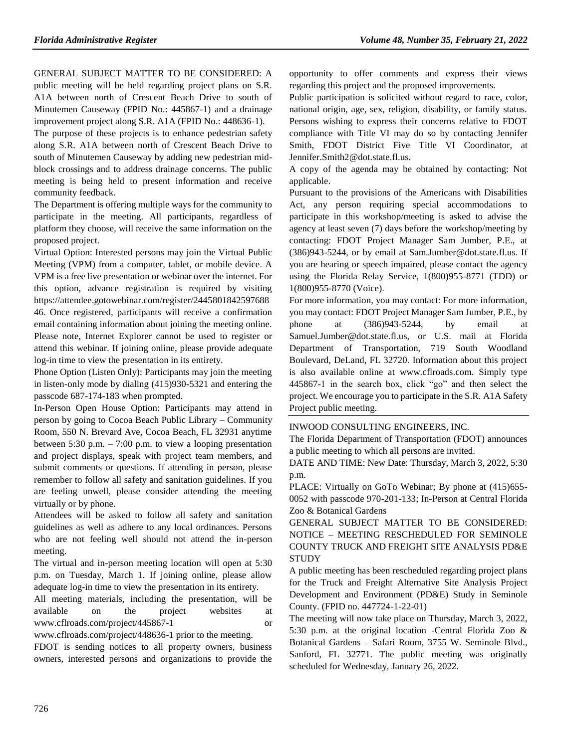GENERAL SUBJECT MATTER TO BE CONSIDERED: A public meeting will be held regarding project plans on S.R. A1A between north of Crescent Beach Drive to south of Minutemen Causeway (FPID No.: 445867-1) and a drainage improvement project along S.R. A1A (FPID No.: 448636-1).

The purpose of these projects is to enhance pedestrian safety along S.R. A1A between north of Crescent Beach Drive to south of Minutemen Causeway by adding new pedestrian mid-block crossings and to address drainage concerns. The public meeting is being held to present information and receive community feedback.

The Department is offering multiple ways for the community to participate in the meeting. All participants, regardless of platform they choose, will receive the same information on the proposed project.

Virtual Option: Interested persons may join the Virtual Public Meeting (VPM) from a computer, tablet, or mobile device. A VPM is a free live presentation or webinar over the internet. For this option, advance registration is required by visiting https://attendee.gotowebinar.com/register/244580184259768846. Once registered, participants will receive a confirmation email containing information about joining the meeting online. Please note, Internet Explorer cannot be used to register or attend this webinar. If joining online, please provide adequate log-in time to view the presentation in its entirety.

Phone Option (Listen Only): Participants may join the meeting in listen-only mode by dialing (415)930-5321 and entering the passcode 687-174-183 when prompted.

In-Person Open House Option: Participants may attend in person by going to Cocoa Beach Public Library – Community Room, 550 N. Brevard Ave, Cocoa Beach, FL 32931 anytime between 5:30 p.m. – 7:00 p.m. to view a looping presentation and project displays, speak with project team members, and submit comments or questions. If attending in person, please remember to follow all safety and sanitation guidelines. If you are feeling unwell, please consider attending the meeting virtually or by phone.

Attendees will be asked to follow all safety and sanitation guidelines as well as adhere to any local ordinances. Persons who are not feeling well should not attend the in-person meeting.

The virtual and in-person meeting location will open at 5:30 p.m. on Tuesday, March 1. If joining online, please allow adequate log-in time to view the presentation in its entirety.

All meeting materials, including the presentation, will be available on the project websites at www.cflroads.com/project/445867-1 or www.cflroads.com/project/448636-1 prior to the meeting.

FDOT is sending notices to all property owners, business owners, interested persons and organizations to provide the opportunity to offer comments and express their views regarding this project and the proposed improvements.

Public participation is solicited without regard to race, color, national origin, age, sex, religion, disability, or family status. Persons wishing to express their concerns relative to FDOT compliance with Title VI may do so by contacting Jennifer Smith, FDOT District Five Title VI Coordinator, at Jennifer.Smith2@dot.state.fl.us.

A copy of the agenda may be obtained by contacting: Not applicable.

Pursuant to the provisions of the Americans with Disabilities Act, any person requiring special accommodations to participate in this workshop/meeting is asked to advise the agency at least seven (7) days before the workshop/meeting by contacting: FDOT Project Manager Sam Jumber, P.E., at (386)943-5244, or by email at Sam.Jumber@dot.state.fl.us. If you are hearing or speech impaired, please contact the agency using the Florida Relay Service, 1(800)955-8771 (TDD) or 1(800)955-8770 (Voice).

For more information, you may contact: For more information, you may contact: FDOT Project Manager Sam Jumber, P.E., by phone at (386)943-5244, by email at Samuel.Jumber@dot.state.fl.us, or U.S. mail at Florida Department of Transportation, 719 South Woodland Boulevard, DeLand, FL 32720. Information about this project is also available online at www.cflroads.com. Simply type 445867-1 in the search box, click "go" and then select the project. We encourage you to participate in the S.R. A1A Safety Project public meeting.

INWOOD CONSULTING ENGINEERS, INC.

The Florida Department of Transportation (FDOT) announces a public meeting to which all persons are invited.

DATE AND TIME: New Date: Thursday, March 3, 2022, 5:30 p.m.

PLACE: Virtually on GoTo Webinar; By phone at (415)655-0052 with passcode 970-201-133; In-Person at Central Florida Zoo & Botanical Gardens

GENERAL SUBJECT MATTER TO BE CONSIDERED: NOTICE – MEETING RESCHEDULED FOR SEMINOLE COUNTY TRUCK AND FREIGHT SITE ANALYSIS PD&E STUDY

A public meeting has been rescheduled regarding project plans for the Truck and Freight Alternative Site Analysis Project Development and Environment (PD&E) Study in Seminole County. (FPID no. 447724-1-22-01)

The meeting will now take place on Thursday, March 3, 2022, 5:30 p.m. at the original location -Central Florida Zoo & Botanical Gardens – Safari Room, 3755 W. Seminole Blvd., Sanford, FL 32771. The public meeting was originally scheduled for Wednesday, January 26, 2022.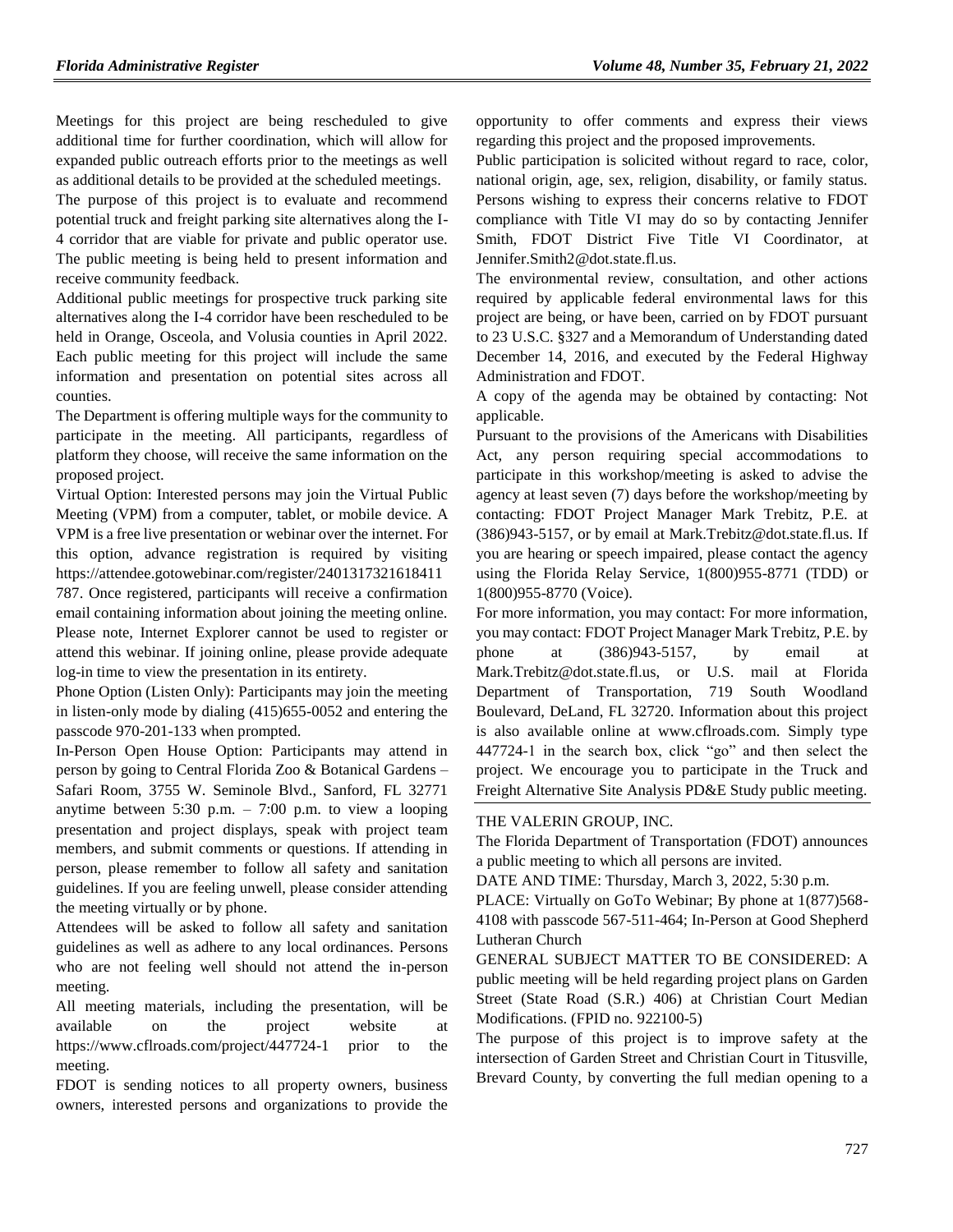Meetings for this project are being rescheduled to give additional time for further coordination, which will allow for expanded public outreach efforts prior to the meetings as well as additional details to be provided at the scheduled meetings.

The purpose of this project is to evaluate and recommend potential truck and freight parking site alternatives along the I-4 corridor that are viable for private and public operator use. The public meeting is being held to present information and receive community feedback.

Additional public meetings for prospective truck parking site alternatives along the I-4 corridor have been rescheduled to be held in Orange, Osceola, and Volusia counties in April 2022. Each public meeting for this project will include the same information and presentation on potential sites across all counties.

The Department is offering multiple ways for the community to participate in the meeting. All participants, regardless of platform they choose, will receive the same information on the proposed project.

Virtual Option: Interested persons may join the Virtual Public Meeting (VPM) from a computer, tablet, or mobile device. A VPM is a free live presentation or webinar over the internet. For this option, advance registration is required by visiting https://attendee.gotowebinar.com/register/2401317321618411787. Once registered, participants will receive a confirmation email containing information about joining the meeting online. Please note, Internet Explorer cannot be used to register or attend this webinar. If joining online, please provide adequate log-in time to view the presentation in its entirety.

Phone Option (Listen Only): Participants may join the meeting in listen-only mode by dialing (415)655-0052 and entering the passcode 970-201-133 when prompted.

In-Person Open House Option: Participants may attend in person by going to Central Florida Zoo & Botanical Gardens – Safari Room, 3755 W. Seminole Blvd., Sanford, FL 32771 anytime between 5:30 p.m. – 7:00 p.m. to view a looping presentation and project displays, speak with project team members, and submit comments or questions. If attending in person, please remember to follow all safety and sanitation guidelines. If you are feeling unwell, please consider attending the meeting virtually or by phone.

Attendees will be asked to follow all safety and sanitation guidelines as well as adhere to any local ordinances. Persons who are not feeling well should not attend the in-person meeting.

All meeting materials, including the presentation, will be available on the project website at https://www.cflroads.com/project/447724-1 prior to the meeting.

FDOT is sending notices to all property owners, business owners, interested persons and organizations to provide the opportunity to offer comments and express their views regarding this project and the proposed improvements.

Public participation is solicited without regard to race, color, national origin, age, sex, religion, disability, or family status. Persons wishing to express their concerns relative to FDOT compliance with Title VI may do so by contacting Jennifer Smith, FDOT District Five Title VI Coordinator, at Jennifer.Smith2@dot.state.fl.us.

The environmental review, consultation, and other actions required by applicable federal environmental laws for this project are being, or have been, carried on by FDOT pursuant to 23 U.S.C. §327 and a Memorandum of Understanding dated December 14, 2016, and executed by the Federal Highway Administration and FDOT.

A copy of the agenda may be obtained by contacting: Not applicable.

Pursuant to the provisions of the Americans with Disabilities Act, any person requiring special accommodations to participate in this workshop/meeting is asked to advise the agency at least seven (7) days before the workshop/meeting by contacting: FDOT Project Manager Mark Trebitz, P.E. at (386)943-5157, or by email at Mark.Trebitz@dot.state.fl.us. If you are hearing or speech impaired, please contact the agency using the Florida Relay Service, 1(800)955-8771 (TDD) or 1(800)955-8770 (Voice).

For more information, you may contact: For more information, you may contact: FDOT Project Manager Mark Trebitz, P.E. by phone at (386)943-5157, by email at Mark.Trebitz@dot.state.fl.us, or U.S. mail at Florida Department of Transportation, 719 South Woodland Boulevard, DeLand, FL 32720. Information about this project is also available online at www.cflroads.com. Simply type 447724-1 in the search box, click "go" and then select the project. We encourage you to participate in the Truck and Freight Alternative Site Analysis PD&E Study public meeting.

---

THE VALERIN GROUP, INC.

The Florida Department of Transportation (FDOT) announces a public meeting to which all persons are invited.

DATE AND TIME: Thursday, March 3, 2022, 5:30 p.m.

PLACE: Virtually on GoTo Webinar; By phone at 1(877)568-4108 with passcode 567-511-464; In-Person at Good Shepherd Lutheran Church

GENERAL SUBJECT MATTER TO BE CONSIDERED: A public meeting will be held regarding project plans on Garden Street (State Road (S.R.) 406) at Christian Court Median Modifications. (FPID no. 922100-5)

The purpose of this project is to improve safety at the intersection of Garden Street and Christian Court in Titusville, Brevard County, by converting the full median opening to a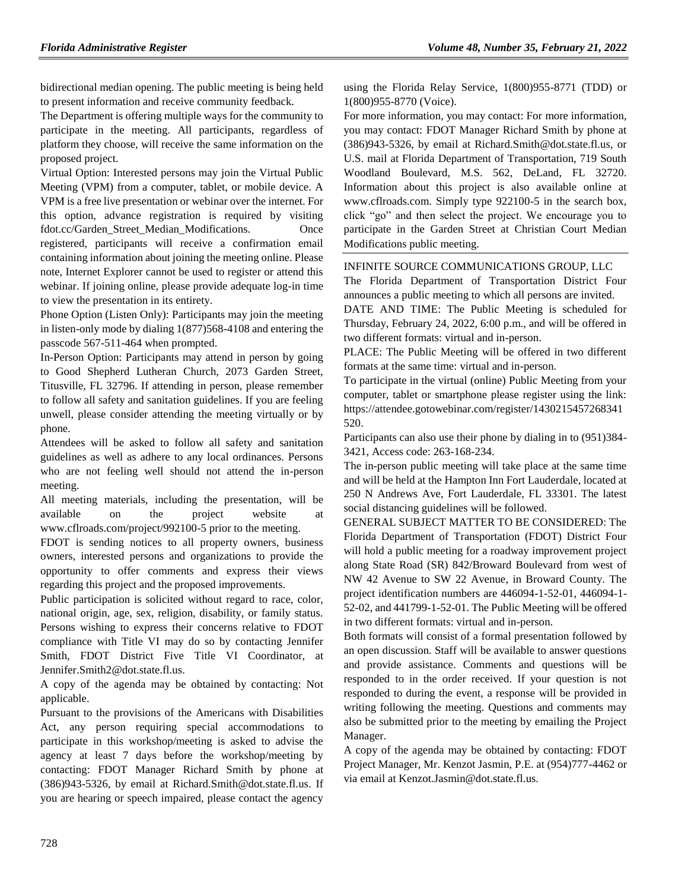bidirectional median opening. The public meeting is being held to present information and receive community feedback.

The Department is offering multiple ways for the community to participate in the meeting. All participants, regardless of platform they choose, will receive the same information on the proposed project.

Virtual Option: Interested persons may join the Virtual Public Meeting (VPM) from a computer, tablet, or mobile device. A VPM is a free live presentation or webinar over the internet. For this option, advance registration is required by visiting fdot.cc/Garden_Street_Median_Modifications. Once registered, participants will receive a confirmation email containing information about joining the meeting online. Please note, Internet Explorer cannot be used to register or attend this webinar. If joining online, please provide adequate log-in time to view the presentation in its entirety.

Phone Option (Listen Only): Participants may join the meeting in listen-only mode by dialing 1(877)568-4108 and entering the passcode 567-511-464 when prompted.

In-Person Option: Participants may attend in person by going to Good Shepherd Lutheran Church, 2073 Garden Street, Titusville, FL 32796. If attending in person, please remember to follow all safety and sanitation guidelines. If you are feeling unwell, please consider attending the meeting virtually or by phone.

Attendees will be asked to follow all safety and sanitation guidelines as well as adhere to any local ordinances. Persons who are not feeling well should not attend the in-person meeting.

All meeting materials, including the presentation, will be available on the project website at www.cflroads.com/project/992100-5 prior to the meeting.

FDOT is sending notices to all property owners, business owners, interested persons and organizations to provide the opportunity to offer comments and express their views regarding this project and the proposed improvements.

Public participation is solicited without regard to race, color, national origin, age, sex, religion, disability, or family status. Persons wishing to express their concerns relative to FDOT compliance with Title VI may do so by contacting Jennifer Smith, FDOT District Five Title VI Coordinator, at Jennifer.Smith2@dot.state.fl.us.

A copy of the agenda may be obtained by contacting: Not applicable.

Pursuant to the provisions of the Americans with Disabilities Act, any person requiring special accommodations to participate in this workshop/meeting is asked to advise the agency at least 7 days before the workshop/meeting by contacting: FDOT Manager Richard Smith by phone at (386)943-5326, by email at Richard.Smith@dot.state.fl.us. If you are hearing or speech impaired, please contact the agency using the Florida Relay Service, 1(800)955-8771 (TDD) or 1(800)955-8770 (Voice).

For more information, you may contact: For more information, you may contact: FDOT Manager Richard Smith by phone at (386)943-5326, by email at Richard.Smith@dot.state.fl.us, or U.S. mail at Florida Department of Transportation, 719 South Woodland Boulevard, M.S. 562, DeLand, FL 32720. Information about this project is also available online at www.cflroads.com. Simply type 922100-5 in the search box, click "go" and then select the project. We encourage you to participate in the Garden Street at Christian Court Median Modifications public meeting.

INFINITE SOURCE COMMUNICATIONS GROUP, LLC

The Florida Department of Transportation District Four announces a public meeting to which all persons are invited.

DATE AND TIME: The Public Meeting is scheduled for Thursday, February 24, 2022, 6:00 p.m., and will be offered in two different formats: virtual and in-person.

PLACE: The Public Meeting will be offered in two different formats at the same time: virtual and in-person.

To participate in the virtual (online) Public Meeting from your computer, tablet or smartphone please register using the link: https://attendee.gotowebinar.com/register/1430215457268341520.

Participants can also use their phone by dialing in to (951)384-3421, Access code: 263-168-234.

The in-person public meeting will take place at the same time and will be held at the Hampton Inn Fort Lauderdale, located at 250 N Andrews Ave, Fort Lauderdale, FL 33301. The latest social distancing guidelines will be followed.

GENERAL SUBJECT MATTER TO BE CONSIDERED: The Florida Department of Transportation (FDOT) District Four will hold a public meeting for a roadway improvement project along State Road (SR) 842/Broward Boulevard from west of NW 42 Avenue to SW 22 Avenue, in Broward County. The project identification numbers are 446094-1-52-01, 446094-1-52-02, and 441799-1-52-01. The Public Meeting will be offered in two different formats: virtual and in-person.

Both formats will consist of a formal presentation followed by an open discussion. Staff will be available to answer questions and provide assistance. Comments and questions will be responded to in the order received. If your question is not responded to during the event, a response will be provided in writing following the meeting. Questions and comments may also be submitted prior to the meeting by emailing the Project Manager.

A copy of the agenda may be obtained by contacting: FDOT Project Manager, Mr. Kenzot Jasmin, P.E. at (954)777-4462 or via email at Kenzot.Jasmin@dot.state.fl.us.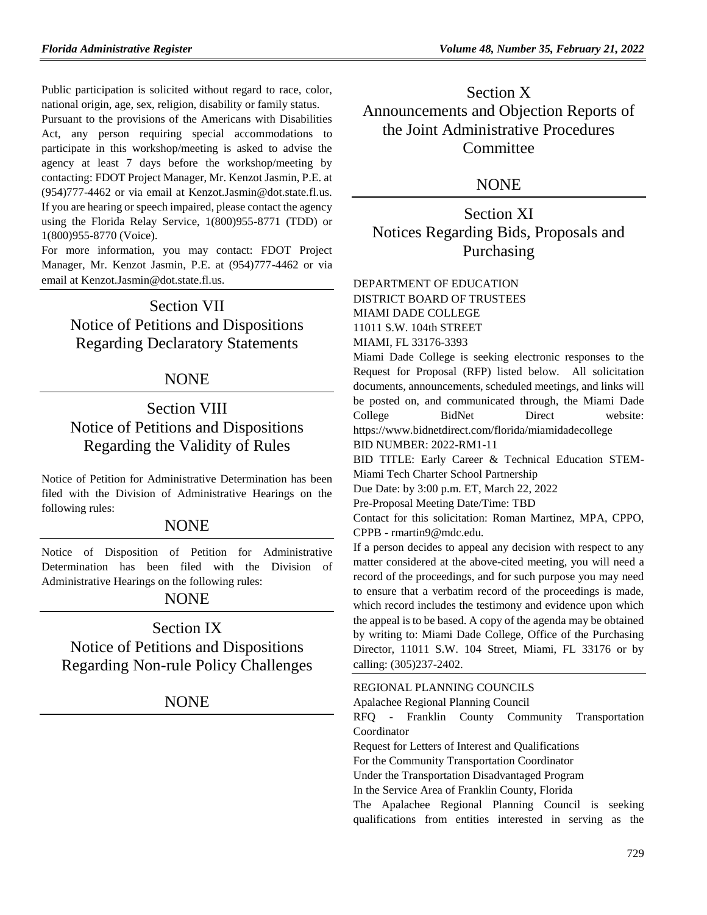Public participation is solicited without regard to race, color, national origin, age, sex, religion, disability or family status.

Pursuant to the provisions of the Americans with Disabilities Act, any person requiring special accommodations to participate in this workshop/meeting is asked to advise the agency at least 7 days before the workshop/meeting by contacting: FDOT Project Manager, Mr. Kenzot Jasmin, P.E. at (954)777-4462 or via email at Kenzot.Jasmin@dot.state.fl.us. If you are hearing or speech impaired, please contact the agency using the Florida Relay Service, 1(800)955-8771 (TDD) or 1(800)955-8770 (Voice).

For more information, you may contact: FDOT Project Manager, Mr. Kenzot Jasmin, P.E. at (954)777-4462 or via email at Kenzot.Jasmin@dot.state.fl.us.

# Section VII
# Notice of Petitions and Dispositions Regarding Declaratory Statements

NONE

# Section VIII
# Notice of Petitions and Dispositions Regarding the Validity of Rules

Notice of Petition for Administrative Determination has been filed with the Division of Administrative Hearings on the following rules:

NONE

Notice of Disposition of Petition for Administrative Determination has been filed with the Division of Administrative Hearings on the following rules:

NONE

# Section IX
# Notice of Petitions and Dispositions Regarding Non-rule Policy Challenges

NONE

# Section X
# Announcements and Objection Reports of the Joint Administrative Procedures Committee

NONE

# Section XI
# Notices Regarding Bids, Proposals and Purchasing

DEPARTMENT OF EDUCATION
DISTRICT BOARD OF TRUSTEES
MIAMI DADE COLLEGE
11011 S.W. 104th STREET
MIAMI, FL 33176-3393

Miami Dade College is seeking electronic responses to the Request for Proposal (RFP) listed below. All solicitation documents, announcements, scheduled meetings, and links will be posted on, and communicated through, the Miami Dade College BidNet Direct website: https://www.bidnetdirect.com/florida/miamidadecollege

BID NUMBER: 2022-RM1-11

BID TITLE: Early Career & Technical Education STEM-Miami Tech Charter School Partnership

Due Date: by 3:00 p.m. ET, March 22, 2022

Pre-Proposal Meeting Date/Time: TBD

Contact for this solicitation: Roman Martinez, MPA, CPPO, CPPB - rmartin9@mdc.edu.

If a person decides to appeal any decision with respect to any matter considered at the above-cited meeting, you will need a record of the proceedings, and for such purpose you may need to ensure that a verbatim record of the proceedings is made, which record includes the testimony and evidence upon which the appeal is to be based. A copy of the agenda may be obtained by writing to: Miami Dade College, Office of the Purchasing Director, 11011 S.W. 104 Street, Miami, FL 33176 or by calling: (305)237-2402.

REGIONAL PLANNING COUNCILS
Apalachee Regional Planning Council

RFQ - Franklin County Community Transportation Coordinator

Request for Letters of Interest and Qualifications
For the Community Transportation Coordinator
Under the Transportation Disadvantaged Program
In the Service Area of Franklin County, Florida

The Apalachee Regional Planning Council is seeking qualifications from entities interested in serving as the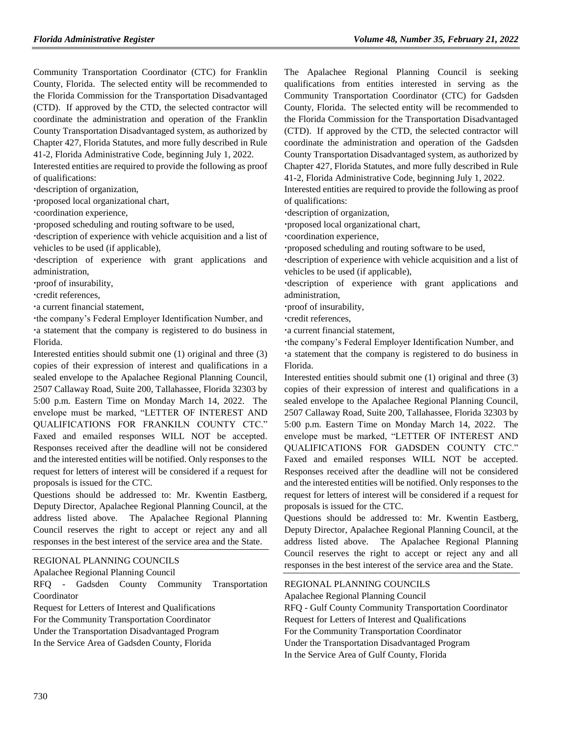Community Transportation Coordinator (CTC) for Franklin County, Florida. The selected entity will be recommended to the Florida Commission for the Transportation Disadvantaged (CTD). If approved by the CTD, the selected contractor will coordinate the administration and operation of the Franklin County Transportation Disadvantaged system, as authorized by Chapter 427, Florida Statutes, and more fully described in Rule 41-2, Florida Administrative Code, beginning July 1, 2022.

Interested entities are required to provide the following as proof of qualifications:

- description of organization,
- proposed local organizational chart,
- coordination experience,
- proposed scheduling and routing software to be used,
- description of experience with vehicle acquisition and a list of vehicles to be used (if applicable),
- description of experience with grant applications and administration,
- proof of insurability,
- credit references,
- a current financial statement,
- the company's Federal Employer Identification Number, and
- a statement that the company is registered to do business in Florida.

Interested entities should submit one (1) original and three (3) copies of their expression of interest and qualifications in a sealed envelope to the Apalachee Regional Planning Council, 2507 Callaway Road, Suite 200, Tallahassee, Florida 32303 by 5:00 p.m. Eastern Time on Monday March 14, 2022. The envelope must be marked, "LETTER OF INTEREST AND QUALIFICATIONS FOR FRANKILN COUNTY CTC." Faxed and emailed responses WILL NOT be accepted. Responses received after the deadline will not be considered and the interested entities will be notified. Only responses to the request for letters of interest will be considered if a request for proposals is issued for the CTC.

Questions should be addressed to: Mr. Kwentin Eastberg, Deputy Director, Apalachee Regional Planning Council, at the address listed above. The Apalachee Regional Planning Council reserves the right to accept or reject any and all responses in the best interest of the service area and the State.

REGIONAL PLANNING COUNCILS

Apalachee Regional Planning Council

RFQ - Gadsden County Community Transportation Coordinator

Request for Letters of Interest and Qualifications
For the Community Transportation Coordinator
Under the Transportation Disadvantaged Program
In the Service Area of Gadsden County, Florida

The Apalachee Regional Planning Council is seeking qualifications from entities interested in serving as the Community Transportation Coordinator (CTC) for Gadsden County, Florida. The selected entity will be recommended to the Florida Commission for the Transportation Disadvantaged (CTD). If approved by the CTD, the selected contractor will coordinate the administration and operation of the Gadsden County Transportation Disadvantaged system, as authorized by Chapter 427, Florida Statutes, and more fully described in Rule 41-2, Florida Administrative Code, beginning July 1, 2022.

Interested entities are required to provide the following as proof of qualifications:

- description of organization,
- proposed local organizational chart,
- coordination experience,
- proposed scheduling and routing software to be used,
- description of experience with vehicle acquisition and a list of vehicles to be used (if applicable),
- description of experience with grant applications and administration,
- proof of insurability,
- credit references,
- a current financial statement,
- the company's Federal Employer Identification Number, and
- a statement that the company is registered to do business in Florida.

Interested entities should submit one (1) original and three (3) copies of their expression of interest and qualifications in a sealed envelope to the Apalachee Regional Planning Council, 2507 Callaway Road, Suite 200, Tallahassee, Florida 32303 by 5:00 p.m. Eastern Time on Monday March 14, 2022. The envelope must be marked, "LETTER OF INTEREST AND QUALIFICATIONS FOR GADSDEN COUNTY CTC." Faxed and emailed responses WILL NOT be accepted. Responses received after the deadline will not be considered and the interested entities will be notified. Only responses to the request for letters of interest will be considered if a request for proposals is issued for the CTC.

Questions should be addressed to: Mr. Kwentin Eastberg, Deputy Director, Apalachee Regional Planning Council, at the address listed above. The Apalachee Regional Planning Council reserves the right to accept or reject any and all responses in the best interest of the service area and the State.

REGIONAL PLANNING COUNCILS

Apalachee Regional Planning Council

RFQ - Gulf County Community Transportation Coordinator

Request for Letters of Interest and Qualifications
For the Community Transportation Coordinator
Under the Transportation Disadvantaged Program
In the Service Area of Gulf County, Florida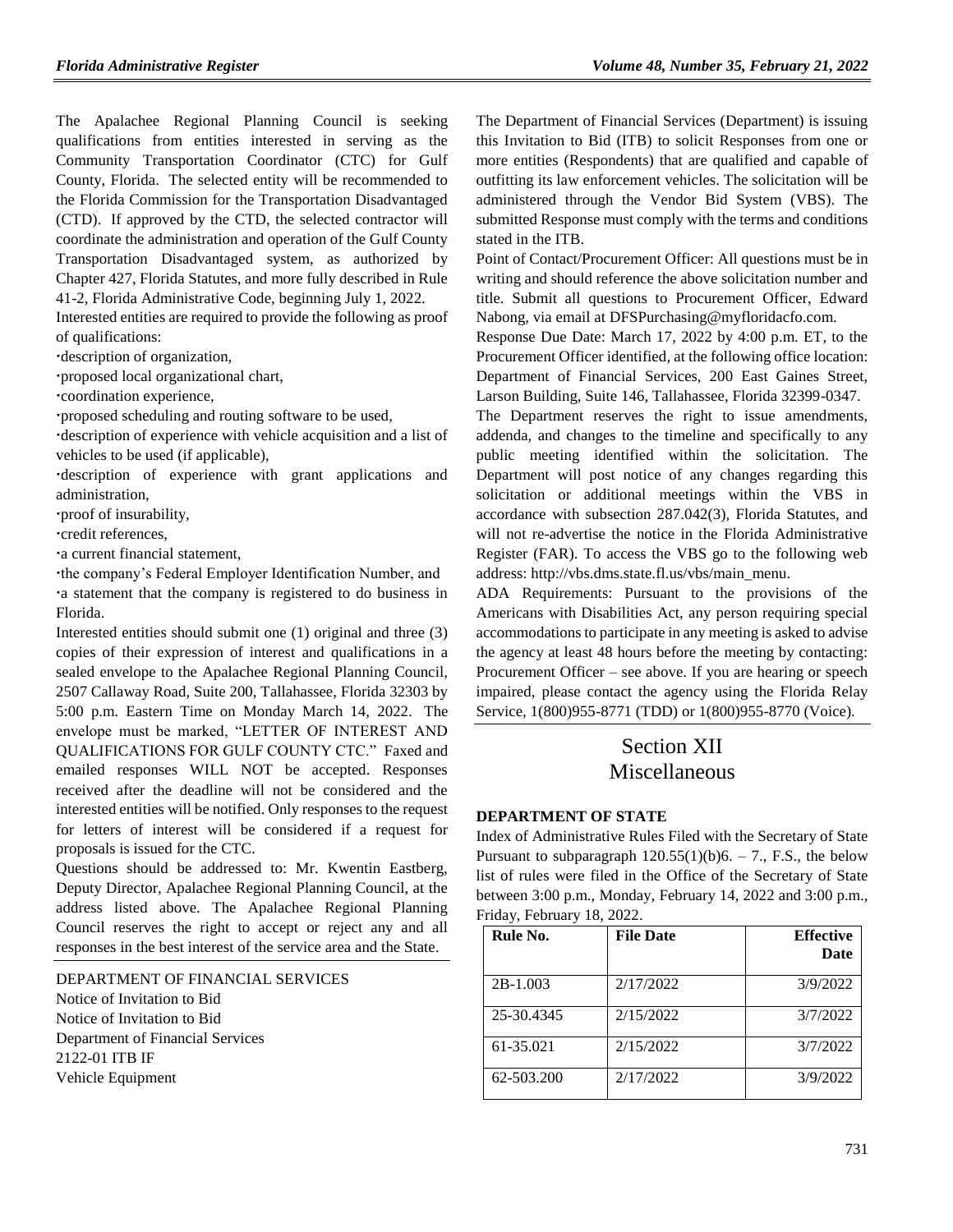The Apalachee Regional Planning Council is seeking qualifications from entities interested in serving as the Community Transportation Coordinator (CTC) for Gulf County, Florida. The selected entity will be recommended to the Florida Commission for the Transportation Disadvantaged (CTD). If approved by the CTD, the selected contractor will coordinate the administration and operation of the Gulf County Transportation Disadvantaged system, as authorized by Chapter 427, Florida Statutes, and more fully described in Rule 41-2, Florida Administrative Code, beginning July 1, 2022.

Interested entities are required to provide the following as proof of qualifications:

- description of organization,
- proposed local organizational chart,
- coordination experience,
- proposed scheduling and routing software to be used,
- description of experience with vehicle acquisition and a list of vehicles to be used (if applicable),
- description of experience with grant applications and administration,
- proof of insurability,
- credit references,
- a current financial statement,
- the company's Federal Employer Identification Number, and
- a statement that the company is registered to do business in Florida.

Interested entities should submit one (1) original and three (3) copies of their expression of interest and qualifications in a sealed envelope to the Apalachee Regional Planning Council, 2507 Callaway Road, Suite 200, Tallahassee, Florida 32303 by 5:00 p.m. Eastern Time on Monday March 14, 2022. The envelope must be marked, "LETTER OF INTEREST AND QUALIFICATIONS FOR GULF COUNTY CTC." Faxed and emailed responses WILL NOT be accepted. Responses received after the deadline will not be considered and the interested entities will be notified. Only responses to the request for letters of interest will be considered if a request for proposals is issued for the CTC.

Questions should be addressed to: Mr. Kwentin Eastberg, Deputy Director, Apalachee Regional Planning Council, at the address listed above. The Apalachee Regional Planning Council reserves the right to accept or reject any and all responses in the best interest of the service area and the State.

DEPARTMENT OF FINANCIAL SERVICES

Notice of Invitation to Bid

Notice of Invitation to Bid

Department of Financial Services

2122-01 ITB IF

Vehicle Equipment

The Department of Financial Services (Department) is issuing this Invitation to Bid (ITB) to solicit Responses from one or more entities (Respondents) that are qualified and capable of outfitting its law enforcement vehicles. The solicitation will be administered through the Vendor Bid System (VBS). The submitted Response must comply with the terms and conditions stated in the ITB.

Point of Contact/Procurement Officer: All questions must be in writing and should reference the above solicitation number and title. Submit all questions to Procurement Officer, Edward Nabong, via email at DFSPurchasing@myfloridacfo.com.

Response Due Date: March 17, 2022 by 4:00 p.m. ET, to the Procurement Officer identified, at the following office location: Department of Financial Services, 200 East Gaines Street, Larson Building, Suite 146, Tallahassee, Florida 32399-0347.

The Department reserves the right to issue amendments, addenda, and changes to the timeline and specifically to any public meeting identified within the solicitation. The Department will post notice of any changes regarding this solicitation or additional meetings within the VBS in accordance with subsection 287.042(3), Florida Statutes, and will not re-advertise the notice in the Florida Administrative Register (FAR). To access the VBS go to the following web address: http://vbs.dms.state.fl.us/vbs/main_menu.

ADA Requirements: Pursuant to the provisions of the Americans with Disabilities Act, any person requiring special accommodations to participate in any meeting is asked to advise the agency at least 48 hours before the meeting by contacting: Procurement Officer – see above. If you are hearing or speech impaired, please contact the agency using the Florida Relay Service, 1(800)955-8771 (TDD) or 1(800)955-8770 (Voice).

# Section XII Miscellaneous

**DEPARTMENT OF STATE**

Index of Administrative Rules Filed with the Secretary of State Pursuant to subparagraph 120.55(1)(b)6. – 7., F.S., the below list of rules were filed in the Office of the Secretary of State between 3:00 p.m., Monday, February 14, 2022 and 3:00 p.m., Friday, February 18, 2022.

| Rule No. | File Date | Effective Date |
| --- | --- | --- |
| 2B-1.003 | 2/17/2022 | 3/9/2022 |
| 25-30.4345 | 2/15/2022 | 3/7/2022 |
| 61-35.021 | 2/15/2022 | 3/7/2022 |
| 62-503.200 | 2/17/2022 | 3/9/2022 |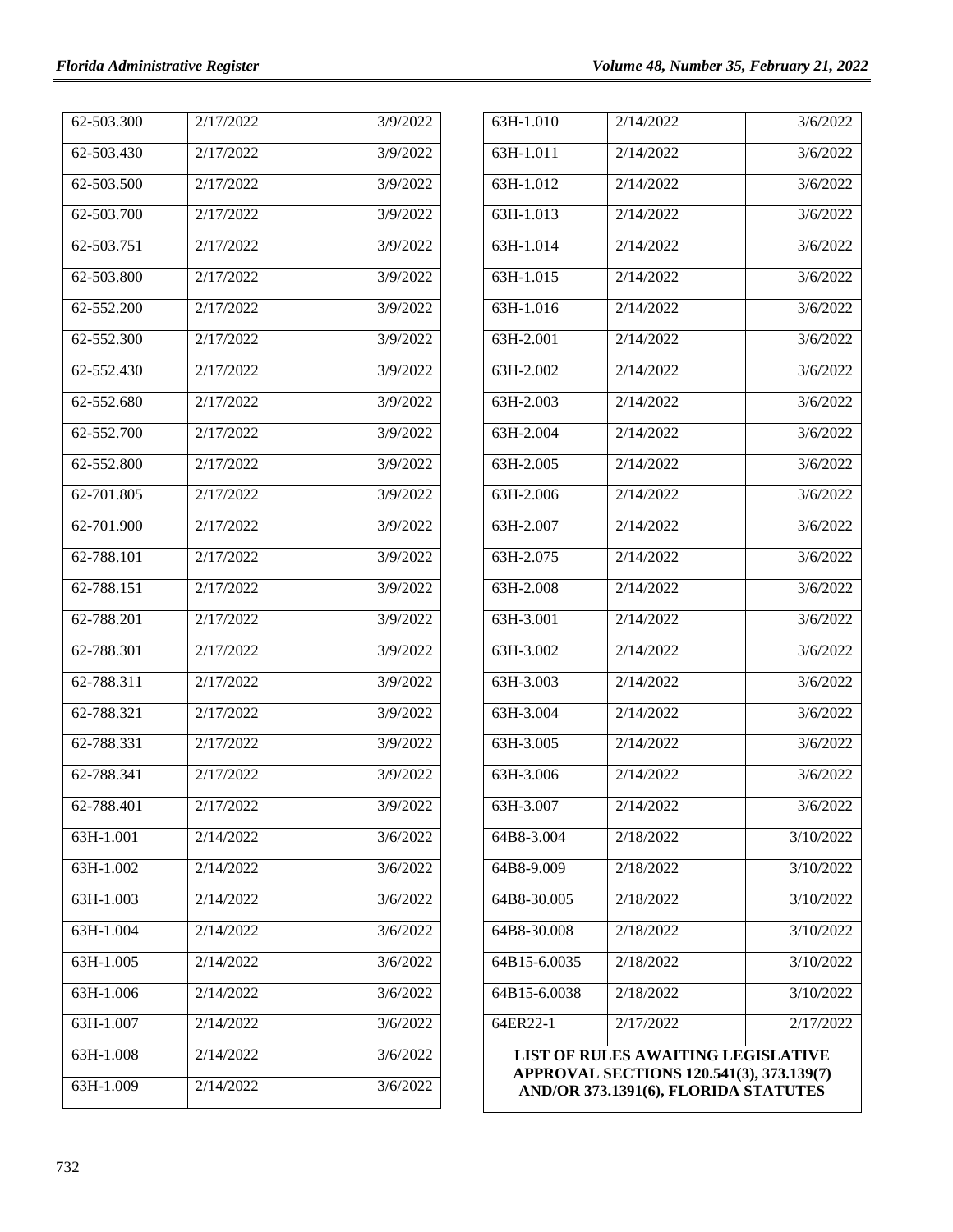| | | |
|---|---|---|
| 62-503.300 | 2/17/2022 | 3/9/2022 |
| 62-503.430 | 2/17/2022 | 3/9/2022 |
| 62-503.500 | 2/17/2022 | 3/9/2022 |
| 62-503.700 | 2/17/2022 | 3/9/2022 |
| 62-503.751 | 2/17/2022 | 3/9/2022 |
| 62-503.800 | 2/17/2022 | 3/9/2022 |
| 62-552.200 | 2/17/2022 | 3/9/2022 |
| 62-552.300 | 2/17/2022 | 3/9/2022 |
| 62-552.430 | 2/17/2022 | 3/9/2022 |
| 62-552.680 | 2/17/2022 | 3/9/2022 |
| 62-552.700 | 2/17/2022 | 3/9/2022 |
| 62-552.800 | 2/17/2022 | 3/9/2022 |
| 62-701.805 | 2/17/2022 | 3/9/2022 |
| 62-701.900 | 2/17/2022 | 3/9/2022 |
| 62-788.101 | 2/17/2022 | 3/9/2022 |
| 62-788.151 | 2/17/2022 | 3/9/2022 |
| 62-788.201 | 2/17/2022 | 3/9/2022 |
| 62-788.301 | 2/17/2022 | 3/9/2022 |
| 62-788.311 | 2/17/2022 | 3/9/2022 |
| 62-788.321 | 2/17/2022 | 3/9/2022 |
| 62-788.331 | 2/17/2022 | 3/9/2022 |
| 62-788.341 | 2/17/2022 | 3/9/2022 |
| 62-788.401 | 2/17/2022 | 3/9/2022 |
| 63H-1.001 | 2/14/2022 | 3/6/2022 |
| 63H-1.002 | 2/14/2022 | 3/6/2022 |
| 63H-1.003 | 2/14/2022 | 3/6/2022 |
| 63H-1.004 | 2/14/2022 | 3/6/2022 |
| 63H-1.005 | 2/14/2022 | 3/6/2022 |
| 63H-1.006 | 2/14/2022 | 3/6/2022 |
| 63H-1.007 | 2/14/2022 | 3/6/2022 |
| 63H-1.008 | 2/14/2022 | 3/6/2022 |
| 63H-1.009 | 2/14/2022 | 3/6/2022 |
| 63H-1.010 | 2/14/2022 | 3/6/2022 |
| 63H-1.011 | 2/14/2022 | 3/6/2022 |
| 63H-1.012 | 2/14/2022 | 3/6/2022 |
| 63H-1.013 | 2/14/2022 | 3/6/2022 |
| 63H-1.014 | 2/14/2022 | 3/6/2022 |
| 63H-1.015 | 2/14/2022 | 3/6/2022 |
| 63H-1.016 | 2/14/2022 | 3/6/2022 |
| 63H-2.001 | 2/14/2022 | 3/6/2022 |
| 63H-2.002 | 2/14/2022 | 3/6/2022 |
| 63H-2.003 | 2/14/2022 | 3/6/2022 |
| 63H-2.004 | 2/14/2022 | 3/6/2022 |
| 63H-2.005 | 2/14/2022 | 3/6/2022 |
| 63H-2.006 | 2/14/2022 | 3/6/2022 |
| 63H-2.007 | 2/14/2022 | 3/6/2022 |
| 63H-2.075 | 2/14/2022 | 3/6/2022 |
| 63H-2.008 | 2/14/2022 | 3/6/2022 |
| 63H-3.001 | 2/14/2022 | 3/6/2022 |
| 63H-3.002 | 2/14/2022 | 3/6/2022 |
| 63H-3.003 | 2/14/2022 | 3/6/2022 |
| 63H-3.004 | 2/14/2022 | 3/6/2022 |
| 63H-3.005 | 2/14/2022 | 3/6/2022 |
| 63H-3.006 | 2/14/2022 | 3/6/2022 |
| 63H-3.007 | 2/14/2022 | 3/6/2022 |
| 64B8-3.004 | 2/18/2022 | 3/10/2022 |
| 64B8-9.009 | 2/18/2022 | 3/10/2022 |
| 64B8-30.005 | 2/18/2022 | 3/10/2022 |
| 64B8-30.008 | 2/18/2022 | 3/10/2022 |
| 64B15-6.0035 | 2/18/2022 | 3/10/2022 |
| 64B15-6.0038 | 2/18/2022 | 3/10/2022 |
| 64ER22-1 | 2/17/2022 | 2/17/2022 |

**LIST OF RULES AWAITING LEGISLATIVE APPROVAL SECTIONS 120.541(3), 373.139(7) AND/OR 373.1391(6), FLORIDA STATUTES**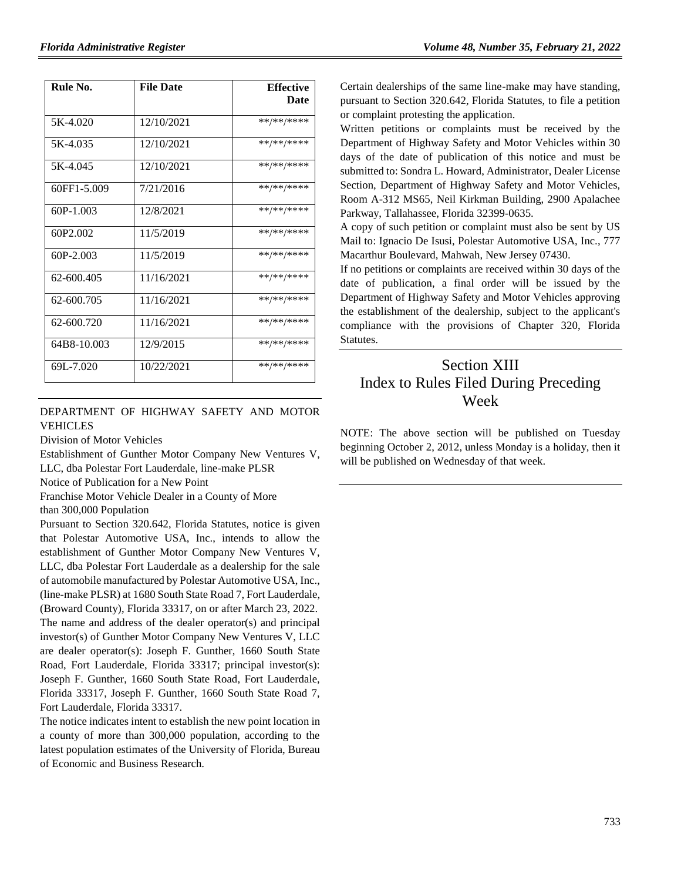| Rule No. | File Date | Effective Date |
|---|---|---|
| 5K-4.020 | 12/10/2021 | \*\*/\*\*/\*\*\*\* |
| 5K-4.035 | 12/10/2021 | \*\*/\*\*/\*\*\*\* |
| 5K-4.045 | 12/10/2021 | \*\*/\*\*/\*\*\*\* |
| 60FF1-5.009 | 7/21/2016 | \*\*/\*\*/\*\*\*\* |
| 60P-1.003 | 12/8/2021 | \*\*/\*\*/\*\*\*\* |
| 60P2.002 | 11/5/2019 | \*\*/\*\*/\*\*\*\* |
| 60P-2.003 | 11/5/2019 | \*\*/\*\*/\*\*\*\* |
| 62-600.405 | 11/16/2021 | \*\*/\*\*/\*\*\*\* |
| 62-600.705 | 11/16/2021 | \*\*/\*\*/\*\*\*\* |
| 62-600.720 | 11/16/2021 | \*\*/\*\*/\*\*\*\* |
| 64B8-10.003 | 12/9/2015 | \*\*/\*\*/\*\*\*\* |
| 69L-7.020 | 10/22/2021 | \*\*/\*\*/\*\*\*\* |

DEPARTMENT OF HIGHWAY SAFETY AND MOTOR VEHICLES

Division of Motor Vehicles

Establishment of Gunther Motor Company New Ventures V, LLC, dba Polestar Fort Lauderdale, line-make PLSR

Notice of Publication for a New Point

Franchise Motor Vehicle Dealer in a County of More than 300,000 Population

Pursuant to Section 320.642, Florida Statutes, notice is given that Polestar Automotive USA, Inc., intends to allow the establishment of Gunther Motor Company New Ventures V, LLC, dba Polestar Fort Lauderdale as a dealership for the sale of automobile manufactured by Polestar Automotive USA, Inc., (line-make PLSR) at 1680 South State Road 7, Fort Lauderdale, (Broward County), Florida 33317, on or after March 23, 2022.

The name and address of the dealer operator(s) and principal investor(s) of Gunther Motor Company New Ventures V, LLC are dealer operator(s): Joseph F. Gunther, 1660 South State Road, Fort Lauderdale, Florida 33317; principal investor(s): Joseph F. Gunther, 1660 South State Road, Fort Lauderdale, Florida 33317, Joseph F. Gunther, 1660 South State Road 7, Fort Lauderdale, Florida 33317.

The notice indicates intent to establish the new point location in a county of more than 300,000 population, according to the latest population estimates of the University of Florida, Bureau of Economic and Business Research.

Certain dealerships of the same line-make may have standing, pursuant to Section 320.642, Florida Statutes, to file a petition or complaint protesting the application.

Written petitions or complaints must be received by the Department of Highway Safety and Motor Vehicles within 30 days of the date of publication of this notice and must be submitted to: Sondra L. Howard, Administrator, Dealer License Section, Department of Highway Safety and Motor Vehicles, Room A-312 MS65, Neil Kirkman Building, 2900 Apalachee Parkway, Tallahassee, Florida 32399-0635.

A copy of such petition or complaint must also be sent by US Mail to: Ignacio De Isusi, Polestar Automotive USA, Inc., 777 Macarthur Boulevard, Mahwah, New Jersey 07430.

If no petitions or complaints are received within 30 days of the date of publication, a final order will be issued by the Department of Highway Safety and Motor Vehicles approving the establishment of the dealership, subject to the applicant's compliance with the provisions of Chapter 320, Florida Statutes.

# Section XIII
# Index to Rules Filed During Preceding Week

NOTE: The above section will be published on Tuesday beginning October 2, 2012, unless Monday is a holiday, then it will be published on Wednesday of that week.